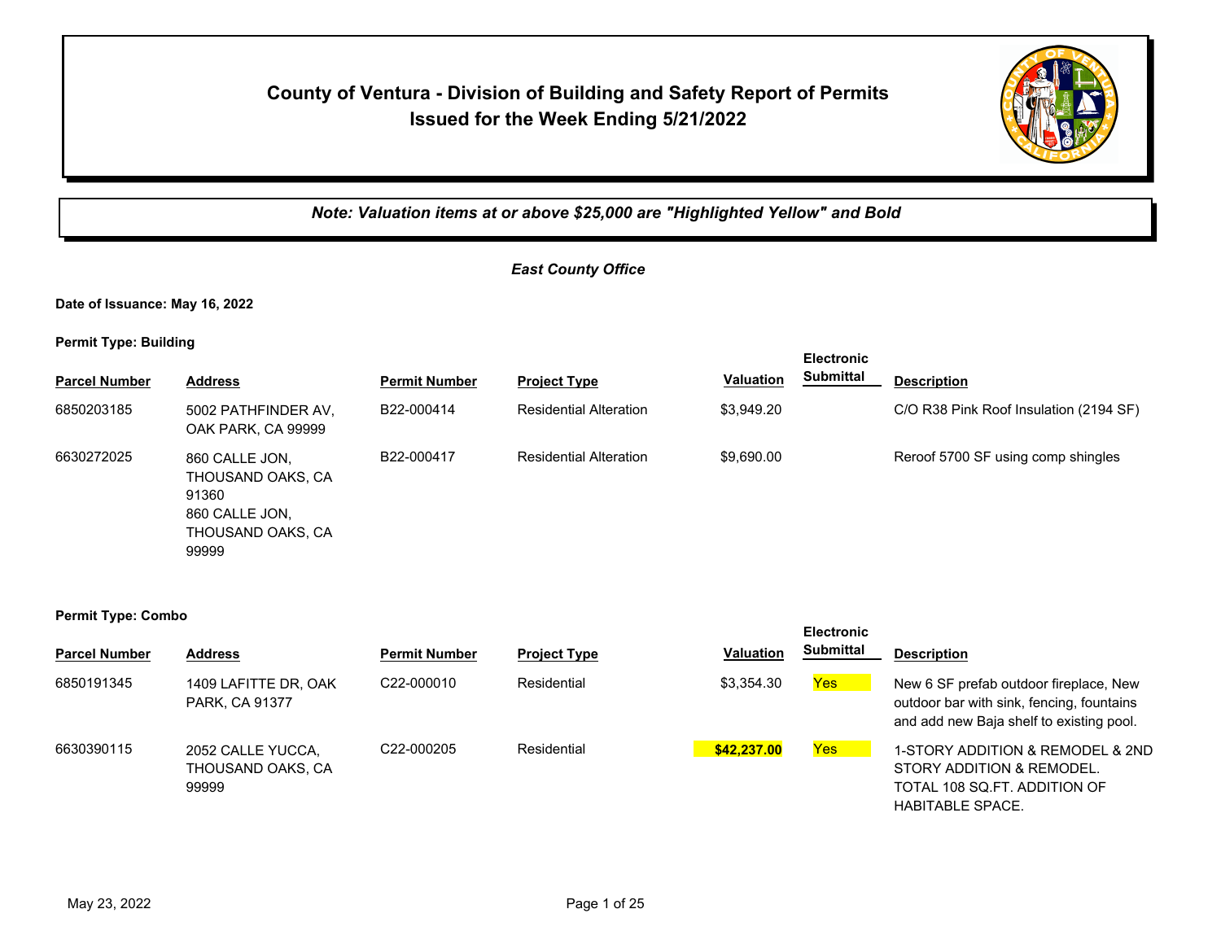# County of Ventura - Division of Building and Safety Report of Permits Issued for the Week Ending 5/21/2022

***Note: Valuation items at or above $25,000 are "Highlighted Yellow" and Bold***

*East County Office*

**Date of Issuance: May 16, 2022**

**Permit Type: Building**

| Parcel Number | Address | Permit Number | Project Type | Valuation | Electronic Submittal | Description |
|---|---|---|---|---|---|---|
| 6850203185 | 5002 PATHFINDER AV, OAK PARK, CA 99999 | B22-000414 | Residential Alteration | $3,949.20 | | C/O R38 Pink Roof Insulation (2194 SF) |
| 6630272025 | 860 CALLE JON, THOUSAND OAKS, CA 91360 860 CALLE JON, THOUSAND OAKS, CA 99999 | B22-000417 | Residential Alteration | $9,690.00 | | Reroof 5700 SF using comp shingles |

**Permit Type: Combo**

| Parcel Number | Address | Permit Number | Project Type | Valuation | Electronic Submittal | Description |
|---|---|---|---|---|---|---|
| 6850191345 | 1409 LAFITTE DR, OAK PARK, CA 91377 | C22-000010 | Residential | $3,354.30 | Yes | New 6 SF prefab outdoor fireplace, New outdoor bar with sink, fencing, fountains and add new Baja shelf to existing pool. |
| 6630390115 | 2052 CALLE YUCCA, THOUSAND OAKS, CA 99999 | C22-000205 | Residential | **$42,237.00** | Yes | 1-STORY ADDITION & REMODEL & 2ND STORY ADDITION & REMODEL. TOTAL 108 SQ.FT. ADDITION OF HABITABLE SPACE. |

May 23, 2022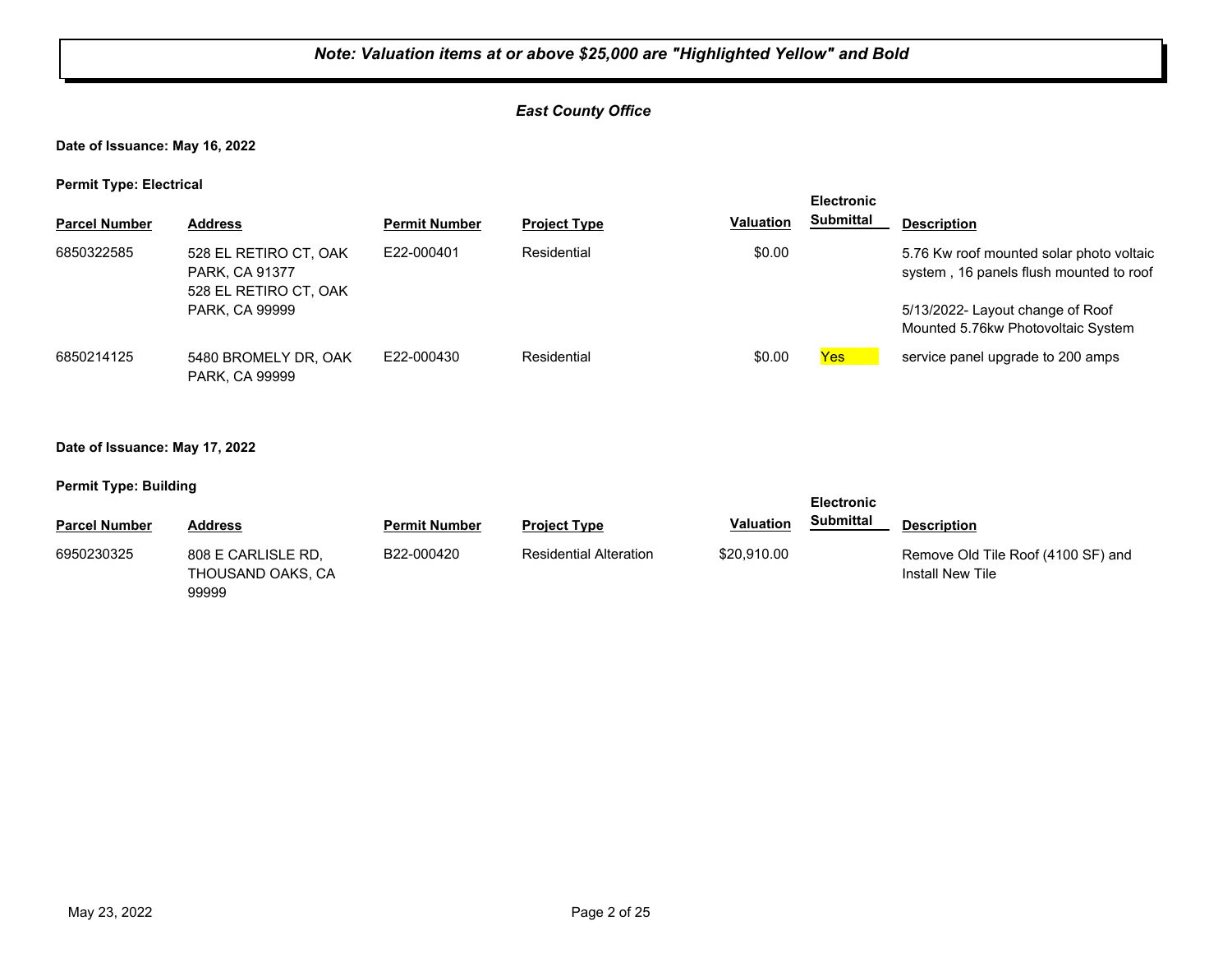*Note: Valuation items at or above $25,000 are "Highlighted Yellow" and Bold*

*East County Office*

**Date of Issuance: May 16, 2022**

**Permit Type: Electrical**

| Parcel Number | Address | Permit Number | Project Type | Valuation | Electronic Submittal | Description |
|---|---|---|---|---|---|---|
| 6850322585 | 528 EL RETIRO CT, OAK PARK, CA 91377 528 EL RETIRO CT, OAK PARK, CA 99999 | E22-000401 | Residential | $0.00 | | 5.76 Kw roof mounted solar photo voltaic system , 16 panels flush mounted to roof 5/13/2022- Layout change of Roof Mounted 5.76kw Photovoltaic System |
| 6850214125 | 5480 BROMELY DR, OAK PARK, CA 99999 | E22-000430 | Residential | $0.00 | Yes | service panel upgrade to 200 amps |

**Date of Issuance: May 17, 2022**

**Permit Type: Building**

| Parcel Number | Address | Permit Number | Project Type | Valuation | Electronic Submittal | Description |
|---|---|---|---|---|---|---|
| 6950230325 | 808 E CARLISLE RD, THOUSAND OAKS, CA 99999 | B22-000420 | Residential Alteration | $20,910.00 | | Remove Old Tile Roof (4100 SF) and Install New Tile |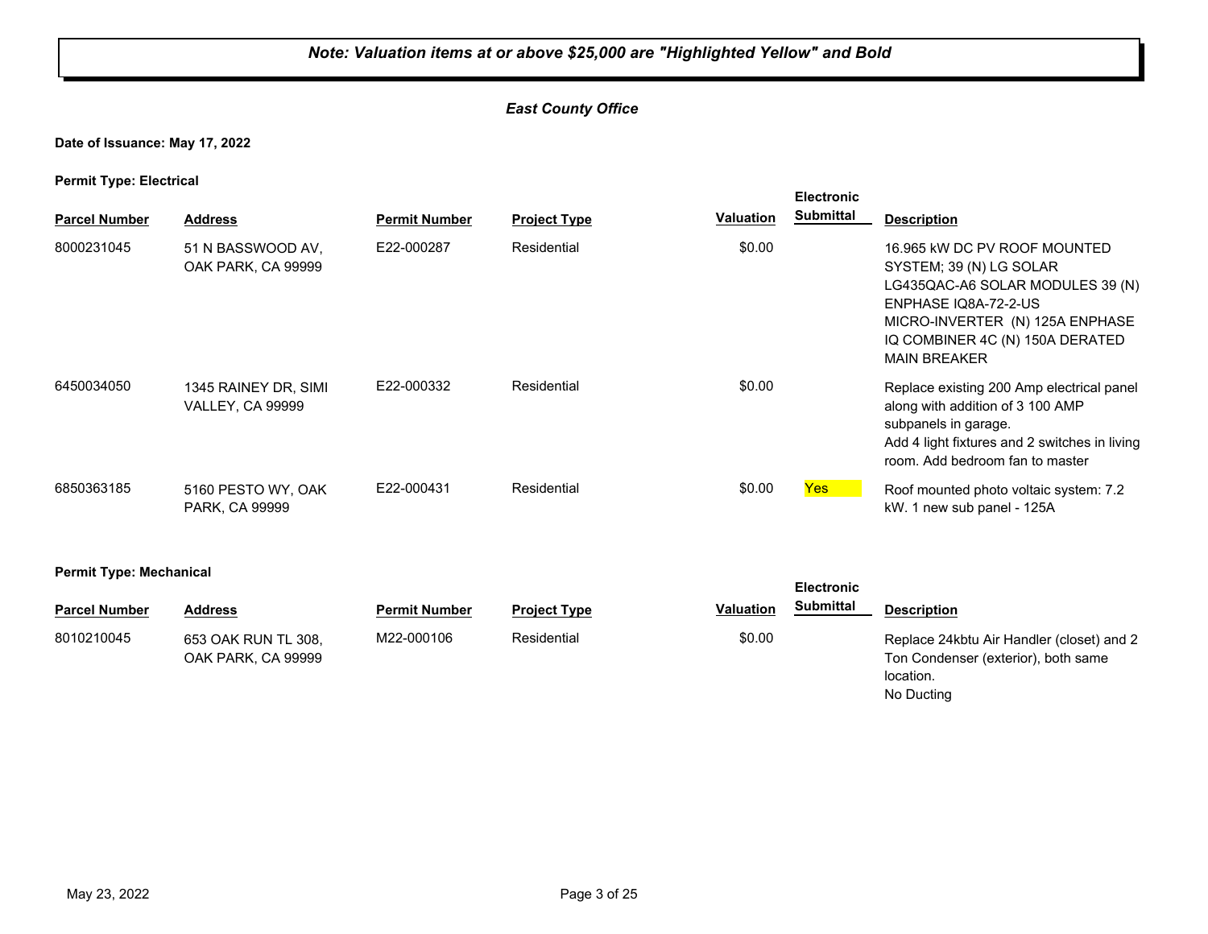***Note: Valuation items at or above $25,000 are "Highlighted Yellow" and Bold***

***East County Office***

**Date of Issuance: May 17, 2022**

**Permit Type: Electrical**

| Parcel Number | Address | Permit Number | Project Type | Valuation | Electronic Submittal | Description |
|---|---|---|---|---|---|---|
| 8000231045 | 51 N BASSWOOD AV, OAK PARK, CA 99999 | E22-000287 | Residential | $0.00 | | 16.965 kW DC PV ROOF MOUNTED SYSTEM; 39 (N) LG SOLAR LG435QAC-A6 SOLAR MODULES 39 (N) ENPHASE IQ8A-72-2-US MICRO-INVERTER (N) 125A ENPHASE IQ COMBINER 4C (N) 150A DERATED MAIN BREAKER |
| 6450034050 | 1345 RAINEY DR, SIMI VALLEY, CA 99999 | E22-000332 | Residential | $0.00 | | Replace existing 200 Amp electrical panel along with addition of 3 100 AMP subpanels in garage. Add 4 light fixtures and 2 switches in living room. Add bedroom fan to master |
| 6850363185 | 5160 PESTO WY, OAK PARK, CA 99999 | E22-000431 | Residential | $0.00 | Yes | Roof mounted photo voltaic system: 7.2 kW. 1 new sub panel - 125A |

**Permit Type: Mechanical**

| Parcel Number | Address | Permit Number | Project Type | Valuation | Electronic Submittal | Description |
|---|---|---|---|---|---|---|
| 8010210045 | 653 OAK RUN TL 308, OAK PARK, CA 99999 | M22-000106 | Residential | $0.00 | | Replace 24kbtu Air Handler (closet) and 2 Ton Condenser (exterior), both same location. No Ducting |

May 23, 2022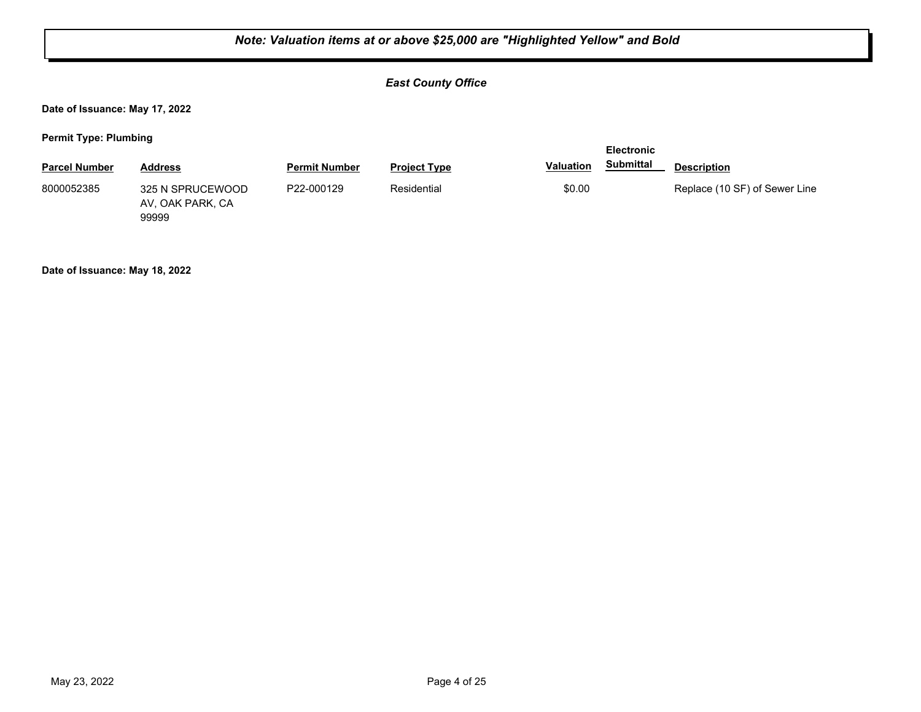***Note: Valuation items at or above $25,000 are "Highlighted Yellow" and Bold***

***East County Office***

**Date of Issuance: May 17, 2022**

**Permit Type: Plumbing**

| Parcel Number | Address | Permit Number | Project Type | Valuation | Electronic Submittal | Description |
|---|---|---|---|---|---|---|
| 8000052385 | 325 N SPRUCEWOOD AV, OAK PARK, CA 99999 | P22-000129 | Residential | $0.00 | | Replace (10 SF) of Sewer Line |

**Date of Issuance: May 18, 2022**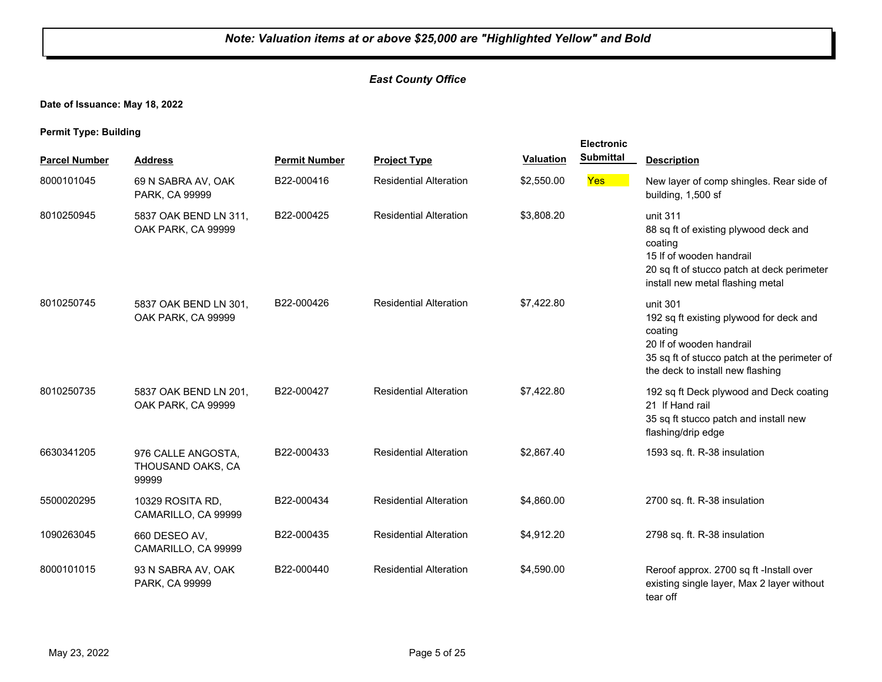***Note: Valuation items at or above $25,000 are "Highlighted Yellow" and Bold***

***East County Office***

**Date of Issuance: May 18, 2022**

**Permit Type: Building**

| Parcel Number | Address | Permit Number | Project Type | Valuation | Electronic Submittal | Description |
|---|---|---|---|---|---|---|
| 8000101045 | 69 N SABRA AV, OAK PARK, CA 99999 | B22-000416 | Residential Alteration | $2,550.00 | Yes | New layer of comp shingles. Rear side of building, 1,500 sf |
| 8010250945 | 5837 OAK BEND LN 311, OAK PARK, CA 99999 | B22-000425 | Residential Alteration | $3,808.20 | | unit 311<br>88 sq ft of existing plywood deck and coating<br>15 lf of wooden handrail<br>20 sq ft of stucco patch at deck perimeter install new metal flashing metal |
| 8010250745 | 5837 OAK BEND LN 301, OAK PARK, CA 99999 | B22-000426 | Residential Alteration | $7,422.80 | | unit 301<br>192 sq ft existing plywood for deck and coating<br>20 lf of wooden handrail<br>35 sq ft of stucco patch at the perimeter of the deck to install new flashing |
| 8010250735 | 5837 OAK BEND LN 201, OAK PARK, CA 99999 | B22-000427 | Residential Alteration | $7,422.80 | | 192 sq ft Deck plywood and Deck coating<br>21 lf Hand rail<br>35 sq ft stucco patch and install new flashing/drip edge |
| 6630341205 | 976 CALLE ANGOSTA, THOUSAND OAKS, CA 99999 | B22-000433 | Residential Alteration | $2,867.40 | | 1593 sq. ft. R-38 insulation |
| 5500020295 | 10329 ROSITA RD, CAMARILLO, CA 99999 | B22-000434 | Residential Alteration | $4,860.00 | | 2700 sq. ft. R-38 insulation |
| 1090263045 | 660 DESEO AV, CAMARILLO, CA 99999 | B22-000435 | Residential Alteration | $4,912.20 | | 2798 sq. ft. R-38 insulation |
| 8000101015 | 93 N SABRA AV, OAK PARK, CA 99999 | B22-000440 | Residential Alteration | $4,590.00 | | Reroof approx. 2700 sq ft -Install over existing single layer, Max 2 layer without tear off |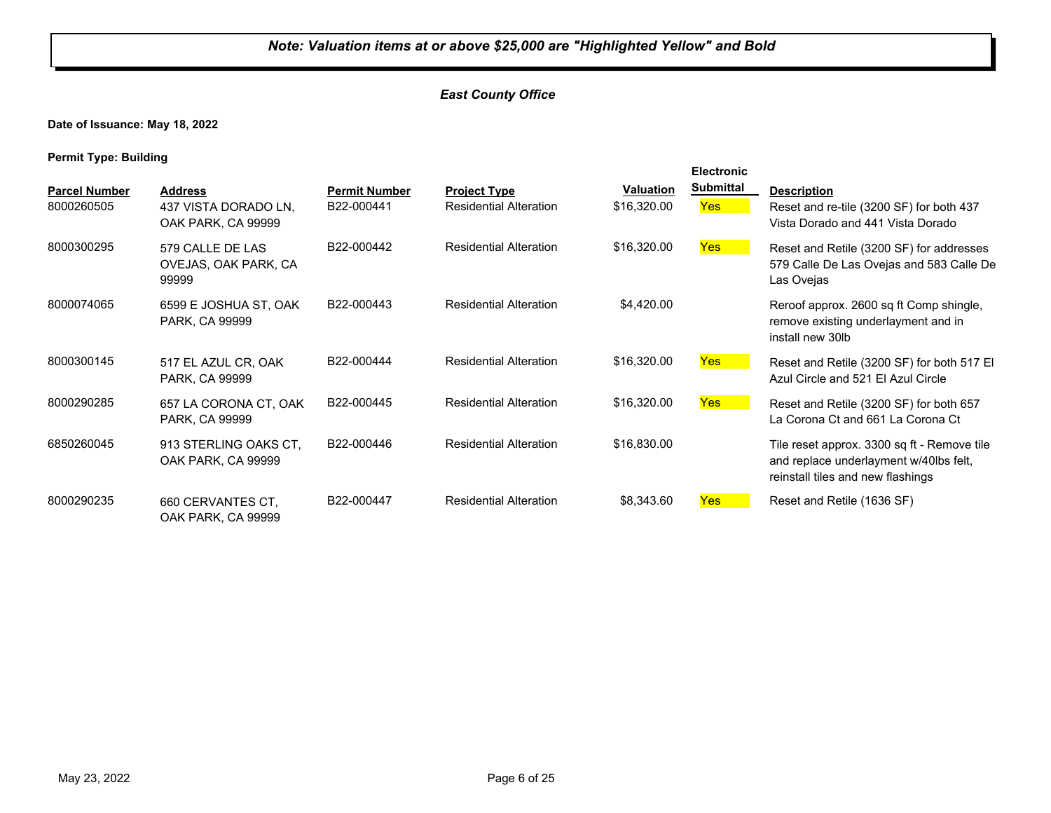***Note: Valuation items at or above $25,000 are "Highlighted Yellow" and Bold***

***East County Office***

**Date of Issuance: May 18, 2022**

**Permit Type: Building**

| Parcel Number | Address | Permit Number | Project Type | Valuation | Electronic Submittal | Description |
|---|---|---|---|---|---|---|
| 8000260505 | 437 VISTA DORADO LN, OAK PARK, CA 99999 | B22-000441 | Residential Alteration | $16,320.00 | Yes | Reset and re-tile (3200 SF) for both 437 Vista Dorado and 441 Vista Dorado |
| 8000300295 | 579 CALLE DE LAS OVEJAS, OAK PARK, CA 99999 | B22-000442 | Residential Alteration | $16,320.00 | Yes | Reset and Retile (3200 SF) for addresses 579 Calle De Las Ovejas and 583 Calle De Las Ovejas |
| 8000074065 | 6599 E JOSHUA ST, OAK PARK, CA 99999 | B22-000443 | Residential Alteration | $4,420.00 | | Reroof approx. 2600 sq ft Comp shingle, remove existing underlayment and in install new 30lb |
| 8000300145 | 517 EL AZUL CR, OAK PARK, CA 99999 | B22-000444 | Residential Alteration | $16,320.00 | Yes | Reset and Retile (3200 SF) for both 517 El Azul Circle and 521 El Azul Circle |
| 8000290285 | 657 LA CORONA CT, OAK PARK, CA 99999 | B22-000445 | Residential Alteration | $16,320.00 | Yes | Reset and Retile (3200 SF) for both 657 La Corona Ct and 661 La Corona Ct |
| 6850260045 | 913 STERLING OAKS CT, OAK PARK, CA 99999 | B22-000446 | Residential Alteration | $16,830.00 | | Tile reset approx. 3300 sq ft - Remove tile and replace underlayment w/40lbs felt, reinstall tiles and new flashings |
| 8000290235 | 660 CERVANTES CT, OAK PARK, CA 99999 | B22-000447 | Residential Alteration | $8,343.60 | Yes | Reset and Retile (1636 SF) |

May 23, 2022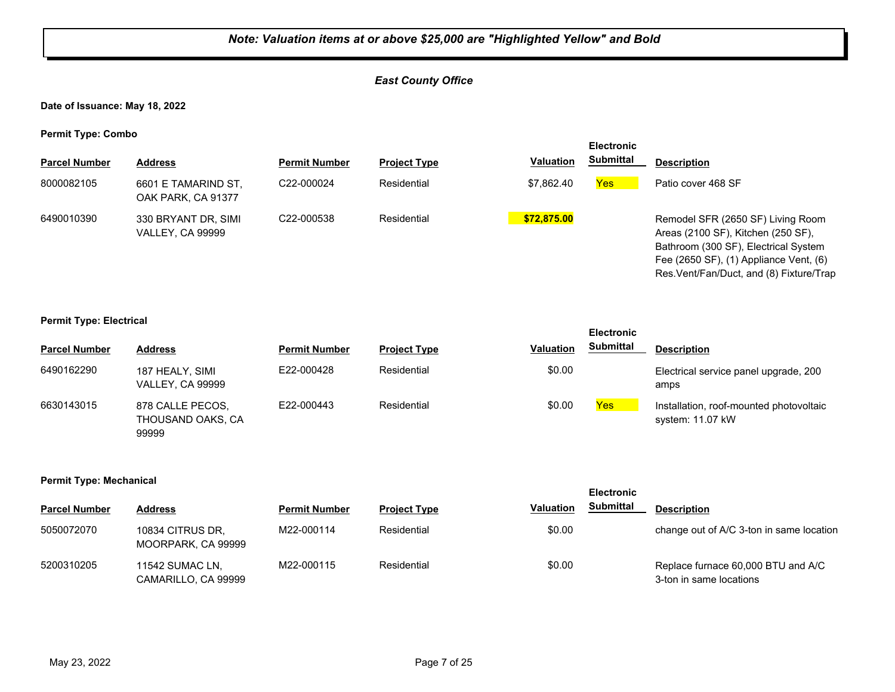***Note: Valuation items at or above $25,000 are "Highlighted Yellow" and Bold***

*East County Office*

**Date of Issuance: May 18, 2022**

**Permit Type: Combo**

| Parcel Number | Address | Permit Number | Project Type | Valuation | Electronic Submittal | Description |
|---|---|---|---|---|---|---|
| 8000082105 | 6601 E TAMARIND ST, OAK PARK, CA 91377 | C22-000024 | Residential | $7,862.40 | Yes | Patio cover 468 SF |
| 6490010390 | 330 BRYANT DR, SIMI VALLEY, CA 99999 | C22-000538 | Residential | **$72,875.00** | | Remodel SFR (2650 SF) Living Room Areas (2100 SF), Kitchen (250 SF), Bathroom (300 SF), Electrical System Fee (2650 SF), (1) Appliance Vent, (6) Res.Vent/Fan/Duct, and (8) Fixture/Trap |

**Permit Type: Electrical**

| Parcel Number | Address | Permit Number | Project Type | Valuation | Electronic Submittal | Description |
|---|---|---|---|---|---|---|
| 6490162290 | 187 HEALY, SIMI VALLEY, CA 99999 | E22-000428 | Residential | $0.00 | | Electrical service panel upgrade, 200 amps |
| 6630143015 | 878 CALLE PECOS, THOUSAND OAKS, CA 99999 | E22-000443 | Residential | $0.00 | Yes | Installation, roof-mounted photovoltaic system: 11.07 kW |

**Permit Type: Mechanical**

| Parcel Number | Address | Permit Number | Project Type | Valuation | Electronic Submittal | Description |
|---|---|---|---|---|---|---|
| 5050072070 | 10834 CITRUS DR, MOORPARK, CA 99999 | M22-000114 | Residential | $0.00 | | change out of A/C 3-ton in same location |
| 5200310205 | 11542 SUMAC LN, CAMARILLO, CA 99999 | M22-000115 | Residential | $0.00 | | Replace furnace 60,000 BTU and A/C 3-ton in same locations |

May 23, 2022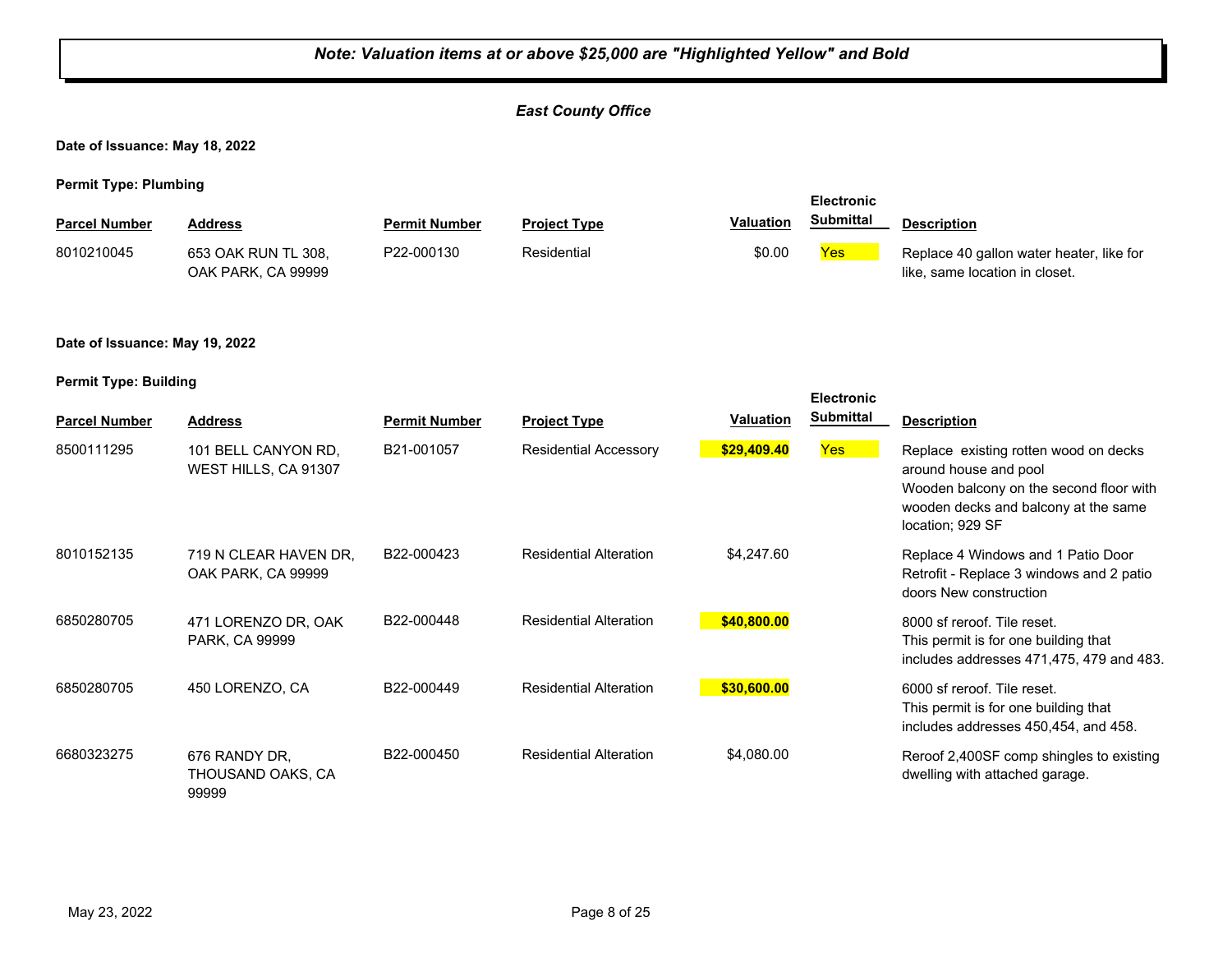***Note: Valuation items at or above $25,000 are "Highlighted Yellow" and Bold***

***East County Office***

**Date of Issuance: May 18, 2022**

**Permit Type: Plumbing**

| Parcel Number | Address | Permit Number | Project Type | Valuation | Electronic Submittal | Description |
|---|---|---|---|---|---|---|
| 8010210045 | 653 OAK RUN TL 308, OAK PARK, CA 99999 | P22-000130 | Residential | $0.00 | Yes | Replace 40 gallon water heater, like for like, same location in closet. |

**Date of Issuance: May 19, 2022**

**Permit Type: Building**

| Parcel Number | Address | Permit Number | Project Type | Valuation | Electronic Submittal | Description |
|---|---|---|---|---|---|---|
| 8500111295 | 101 BELL CANYON RD, WEST HILLS, CA 91307 | B21-001057 | Residential Accessory | **$29,409.40** | Yes | Replace existing rotten wood on decks around house and pool<br>Wooden balcony on the second floor with wooden decks and balcony at the same location; 929 SF |
| 8010152135 | 719 N CLEAR HAVEN DR, OAK PARK, CA 99999 | B22-000423 | Residential Alteration | $4,247.60 | | Replace 4 Windows and 1 Patio Door Retrofit - Replace 3 windows and 2 patio doors New construction |
| 6850280705 | 471 LORENZO DR, OAK PARK, CA 99999 | B22-000448 | Residential Alteration | **$40,800.00** | | 8000 sf reroof. Tile reset.<br>This permit is for one building that includes addresses 471,475, 479 and 483. |
| 6850280705 | 450 LORENZO, CA | B22-000449 | Residential Alteration | **$30,600.00** | | 6000 sf reroof. Tile reset.<br>This permit is for one building that includes addresses 450,454, and 458. |
| 6680323275 | 676 RANDY DR, THOUSAND OAKS, CA 99999 | B22-000450 | Residential Alteration | $4,080.00 | | Reroof 2,400SF comp shingles to existing dwelling with attached garage. |

May 23, 2022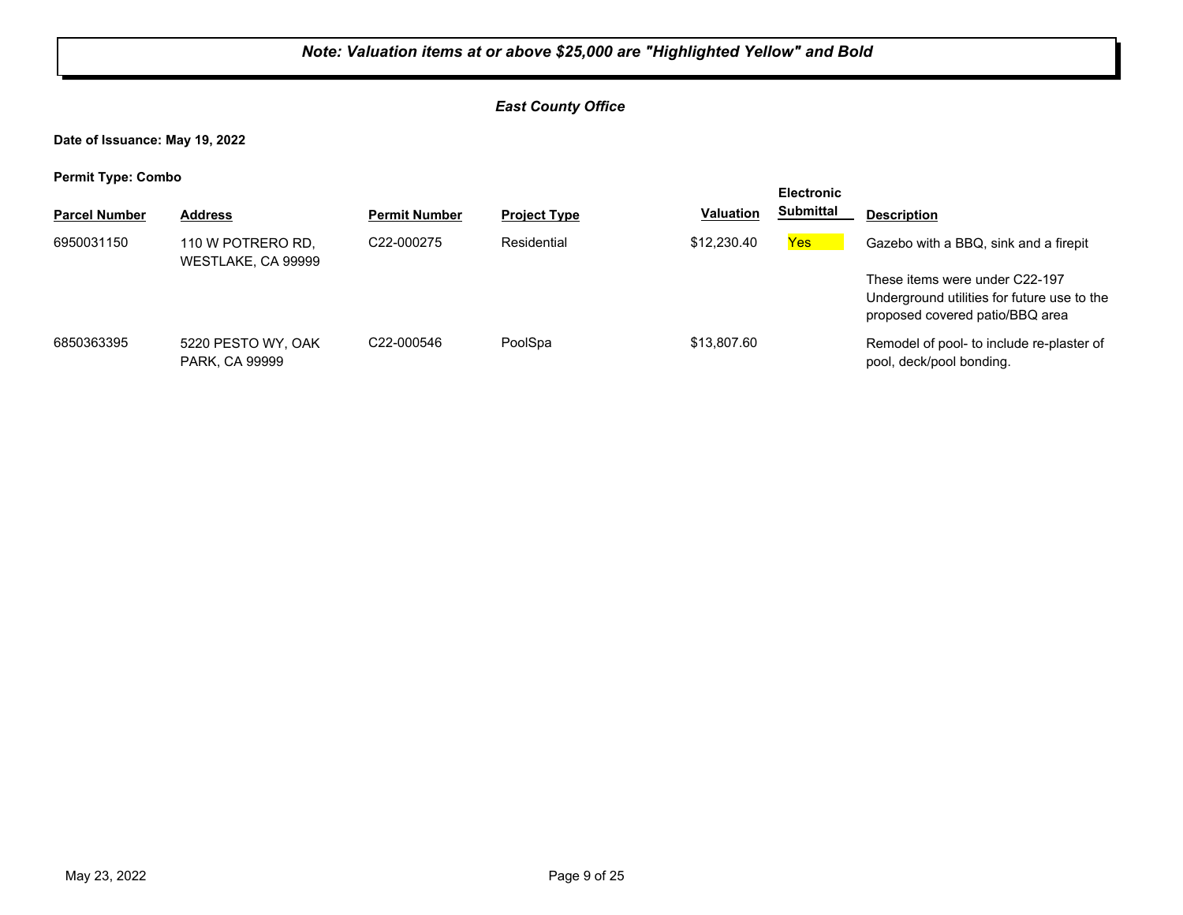***Note: Valuation items at or above $25,000 are "Highlighted Yellow" and Bold***

***East County Office***

**Date of Issuance: May 19, 2022**

**Permit Type: Combo**

| Parcel Number | Address | Permit Number | Project Type | Valuation | Electronic Submittal | Description |
|---|---|---|---|---|---|---|
| 6950031150 | 110 W POTRERO RD, WESTLAKE, CA 99999 | C22-000275 | Residential | $12,230.40 | Yes | Gazebo with a BBQ, sink and a firepit<br><br>These items were under C22-197 Underground utilities for future use to the proposed covered patio/BBQ area |
| 6850363395 | 5220 PESTO WY, OAK PARK, CA 99999 | C22-000546 | PoolSpa | $13,807.60 | | Remodel of pool- to include re-plaster of pool, deck/pool bonding. |

May 23, 2022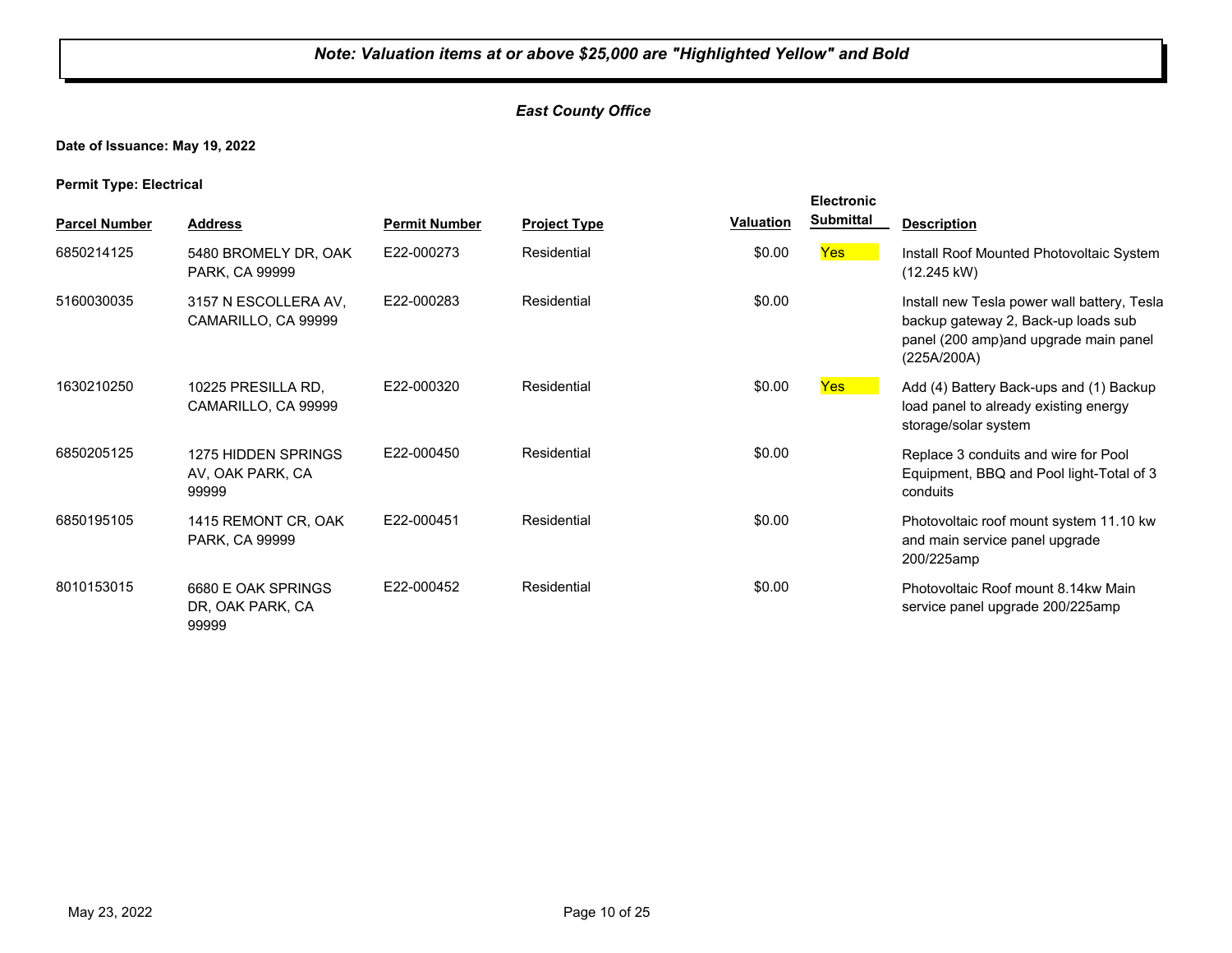***Note: Valuation items at or above $25,000 are "Highlighted Yellow" and Bold***

***East County Office***

**Date of Issuance: May 19, 2022**

**Permit Type: Electrical**

| Parcel Number | Address | Permit Number | Project Type | Valuation | Electronic Submittal | Description |
|---|---|---|---|---|---|---|
| 6850214125 | 5480 BROMELY DR, OAK PARK, CA 99999 | E22-000273 | Residential | $0.00 | Yes | Install Roof Mounted Photovoltaic System (12.245 kW) |
| 5160030035 | 3157 N ESCOLLERA AV, CAMARILLO, CA 99999 | E22-000283 | Residential | $0.00 | | Install new Tesla power wall battery, Tesla backup gateway 2, Back-up loads sub panel (200 amp)and upgrade main panel (225A/200A) |
| 1630210250 | 10225 PRESILLA RD, CAMARILLO, CA 99999 | E22-000320 | Residential | $0.00 | Yes | Add (4) Battery Back-ups and (1) Backup load panel to already existing energy storage/solar system |
| 6850205125 | 1275 HIDDEN SPRINGS AV, OAK PARK, CA 99999 | E22-000450 | Residential | $0.00 | | Replace 3 conduits and wire for Pool Equipment, BBQ and Pool light-Total of 3 conduits |
| 6850195105 | 1415 REMONT CR, OAK PARK, CA 99999 | E22-000451 | Residential | $0.00 | | Photovoltaic roof mount system 11.10 kw and main service panel upgrade 200/225amp |
| 8010153015 | 6680 E OAK SPRINGS DR, OAK PARK, CA 99999 | E22-000452 | Residential | $0.00 | | Photovoltaic Roof mount 8.14kw Main service panel upgrade 200/225amp |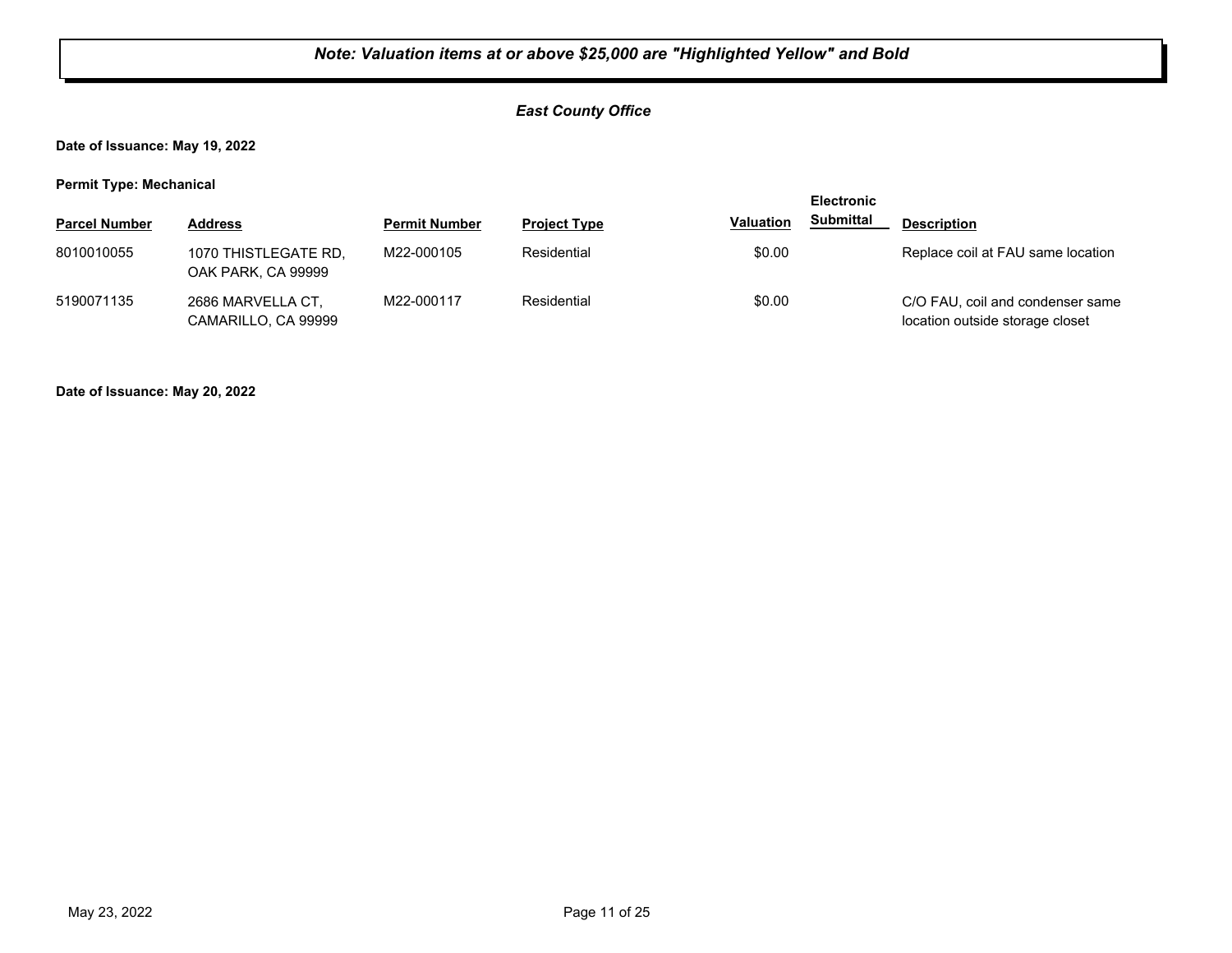***Note: Valuation items at or above $25,000 are "Highlighted Yellow" and Bold***

***East County Office***

**Date of Issuance: May 19, 2022**

**Permit Type: Mechanical**

| Parcel Number | Address | Permit Number | Project Type | Valuation | Electronic Submittal | Description |
|---|---|---|---|---|---|---|
| 8010010055 | 1070 THISTLEGATE RD, OAK PARK, CA 99999 | M22-000105 | Residential | $0.00 | | Replace coil at FAU same location |
| 5190071135 | 2686 MARVELLA CT, CAMARILLO, CA 99999 | M22-000117 | Residential | $0.00 | | C/O FAU, coil and condenser same location outside storage closet |

**Date of Issuance: May 20, 2022**

May 23, 2022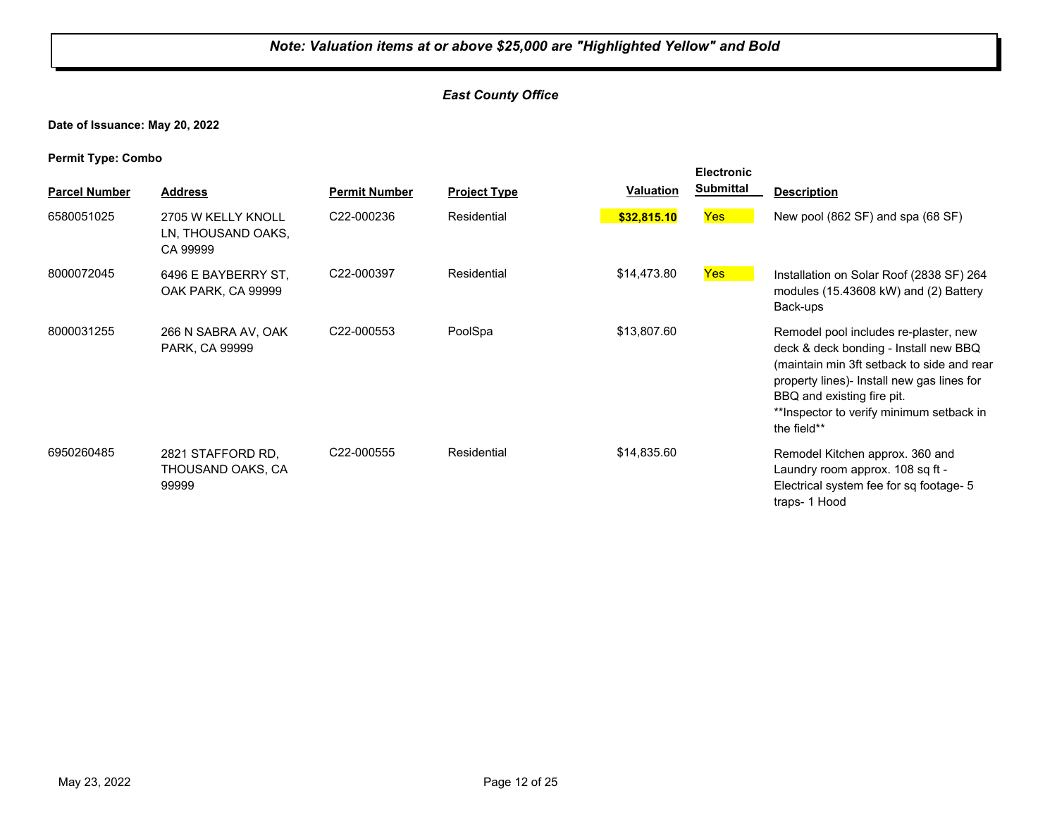***Note: Valuation items at or above $25,000 are "Highlighted Yellow" and Bold***

***East County Office***

**Date of Issuance: May 20, 2022**

**Permit Type: Combo**

| Parcel Number | Address | Permit Number | Project Type | Valuation | Electronic Submittal | Description |
|---|---|---|---|---|---|---|
| 6580051025 | 2705 W KELLY KNOLL LN, THOUSAND OAKS, CA 99999 | C22-000236 | Residential | **$32,815.10** | Yes | New pool (862 SF) and spa (68 SF) |
| 8000072045 | 6496 E BAYBERRY ST, OAK PARK, CA 99999 | C22-000397 | Residential | $14,473.80 | Yes | Installation on Solar Roof (2838 SF) 264 modules (15.43608 kW) and (2) Battery Back-ups |
| 8000031255 | 266 N SABRA AV, OAK PARK, CA 99999 | C22-000553 | PoolSpa | $13,807.60 | | Remodel pool includes re-plaster, new deck & deck bonding - Install new BBQ (maintain min 3ft setback to side and rear property lines)- Install new gas lines for BBQ and existing fire pit. **Inspector to verify minimum setback in the field** |
| 6950260485 | 2821 STAFFORD RD, THOUSAND OAKS, CA 99999 | C22-000555 | Residential | $14,835.60 | | Remodel Kitchen approx. 360 and Laundry room approx. 108 sq ft - Electrical system fee for sq footage- 5 traps- 1 Hood |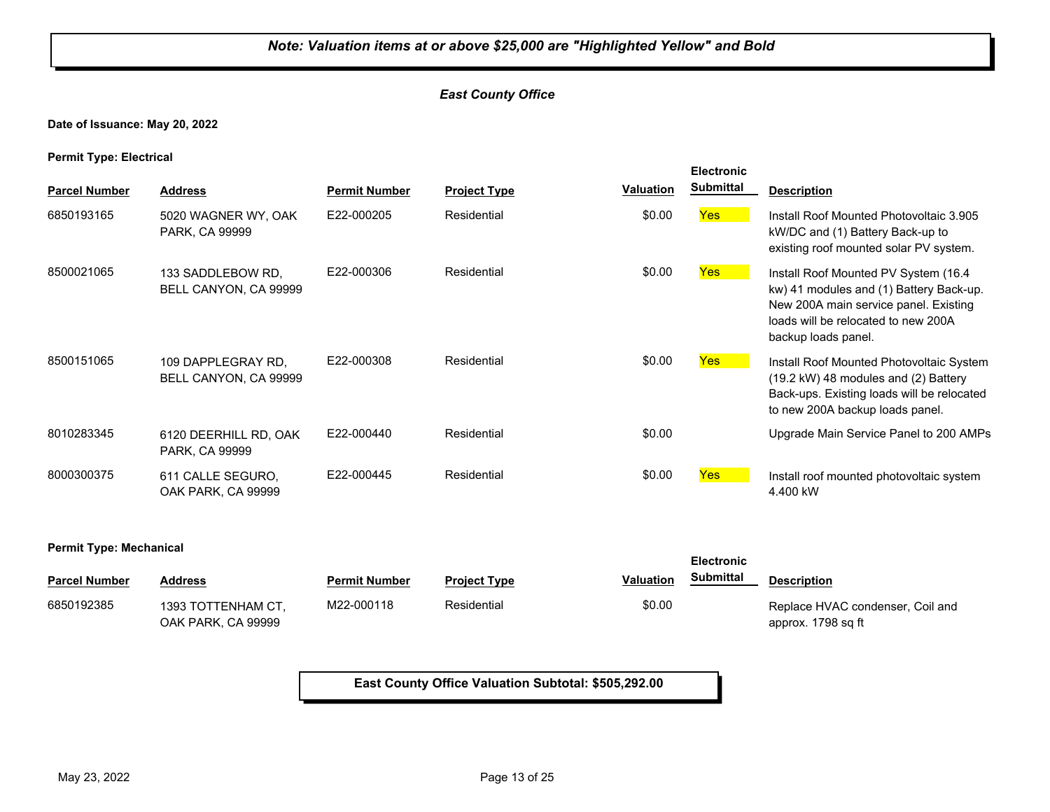**Note: Valuation items at or above $25,000 are "Highlighted Yellow" and Bold**

***East County Office***

**Date of Issuance: May 20, 2022**

**Permit Type: Electrical**

| Parcel Number | Address | Permit Number | Project Type | Valuation | Electronic Submittal | Description |
|---|---|---|---|---|---|---|
| 6850193165 | 5020 WAGNER WY, OAK PARK, CA 99999 | E22-000205 | Residential | $0.00 | Yes | Install Roof Mounted Photovoltaic 3.905 kW/DC and (1) Battery Back-up to existing roof mounted solar PV system. |
| 8500021065 | 133 SADDLEBOW RD, BELL CANYON, CA 99999 | E22-000306 | Residential | $0.00 | Yes | Install Roof Mounted PV System (16.4 kw) 41 modules and (1) Battery Back-up. New 200A main service panel. Existing loads will be relocated to new 200A backup loads panel. |
| 8500151065 | 109 DAPPLEGRAY RD, BELL CANYON, CA 99999 | E22-000308 | Residential | $0.00 | Yes | Install Roof Mounted Photovoltaic System (19.2 kW) 48 modules and (2) Battery Back-ups. Existing loads will be relocated to new 200A backup loads panel. |
| 8010283345 | 6120 DEERHILL RD, OAK PARK, CA 99999 | E22-000440 | Residential | $0.00 | | Upgrade Main Service Panel to 200 AMPs |
| 8000300375 | 611 CALLE SEGURO, OAK PARK, CA 99999 | E22-000445 | Residential | $0.00 | Yes | Install roof mounted photovoltaic system 4.400 kW |

**Permit Type: Mechanical**

| Parcel Number | Address | Permit Number | Project Type | Valuation | Electronic Submittal | Description |
|---|---|---|---|---|---|---|
| 6850192385 | 1393 TOTTENHAM CT, OAK PARK, CA 99999 | M22-000118 | Residential | $0.00 | | Replace HVAC condenser, Coil and approx. 1798 sq ft |

**East County Office Valuation Subtotal: $505,292.00**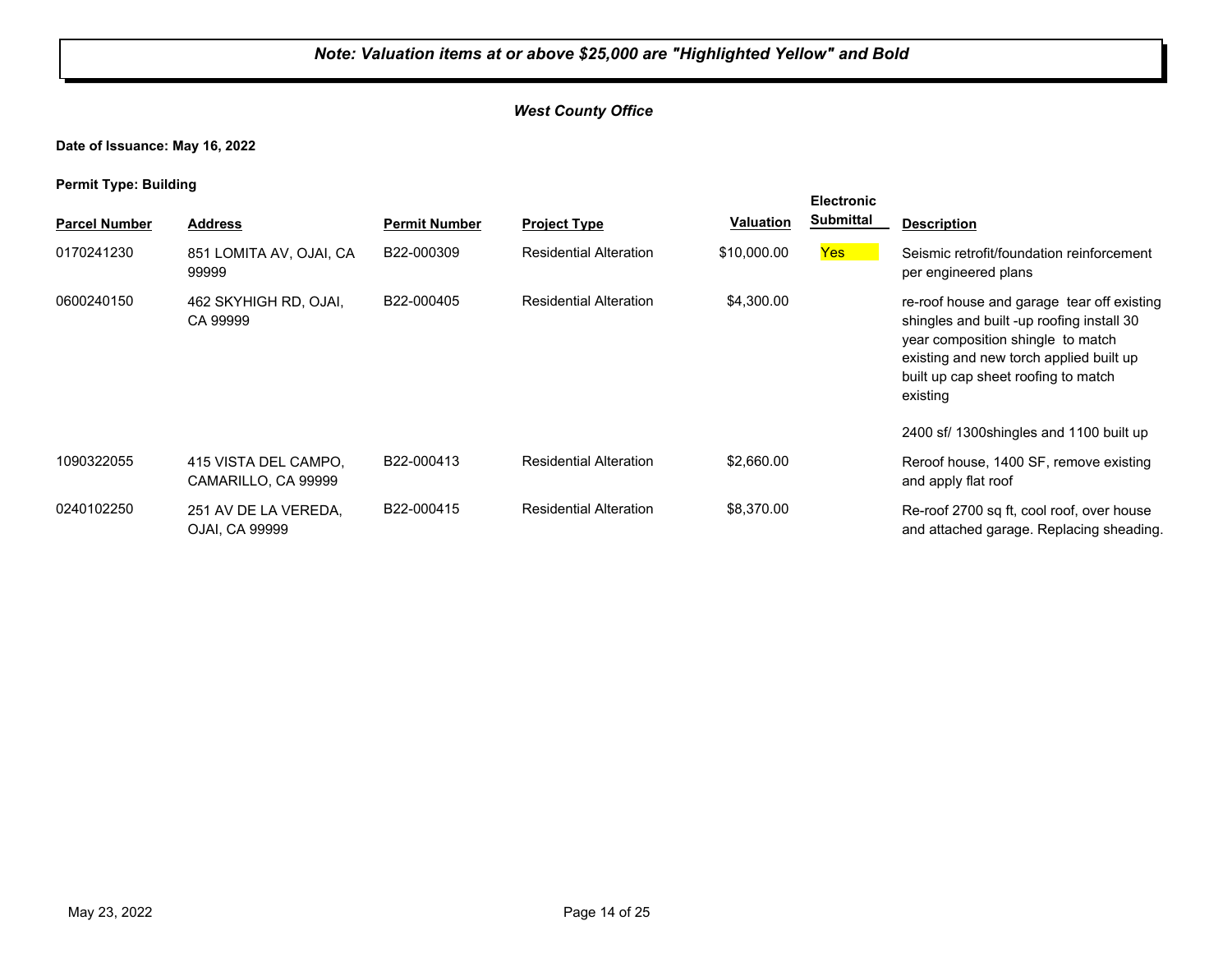***Note: Valuation items at or above $25,000 are "Highlighted Yellow" and Bold***

***West County Office***

**Date of Issuance: May 16, 2022**

**Permit Type: Building**

| Parcel Number | Address | Permit Number | Project Type | Valuation | Electronic Submittal | Description |
|---|---|---|---|---|---|---|
| 0170241230 | 851 LOMITA AV, OJAI, CA 99999 | B22-000309 | Residential Alteration | $10,000.00 | Yes | Seismic retrofit/foundation reinforcement per engineered plans |
| 0600240150 | 462 SKYHIGH RD, OJAI, CA 99999 | B22-000405 | Residential Alteration | $4,300.00 | | re-roof house and garage tear off existing shingles and built -up roofing install 30 year composition shingle to match existing and new torch applied built up built up cap sheet roofing to match existing<br><br>2400 sf/ 1300shingles and 1100 built up |
| 1090322055 | 415 VISTA DEL CAMPO, CAMARILLO, CA 99999 | B22-000413 | Residential Alteration | $2,660.00 | | Reroof house, 1400 SF, remove existing and apply flat roof |
| 0240102250 | 251 AV DE LA VEREDA, OJAI, CA 99999 | B22-000415 | Residential Alteration | $8,370.00 | | Re-roof 2700 sq ft, cool roof, over house and attached garage. Replacing sheading. |

May 23, 2022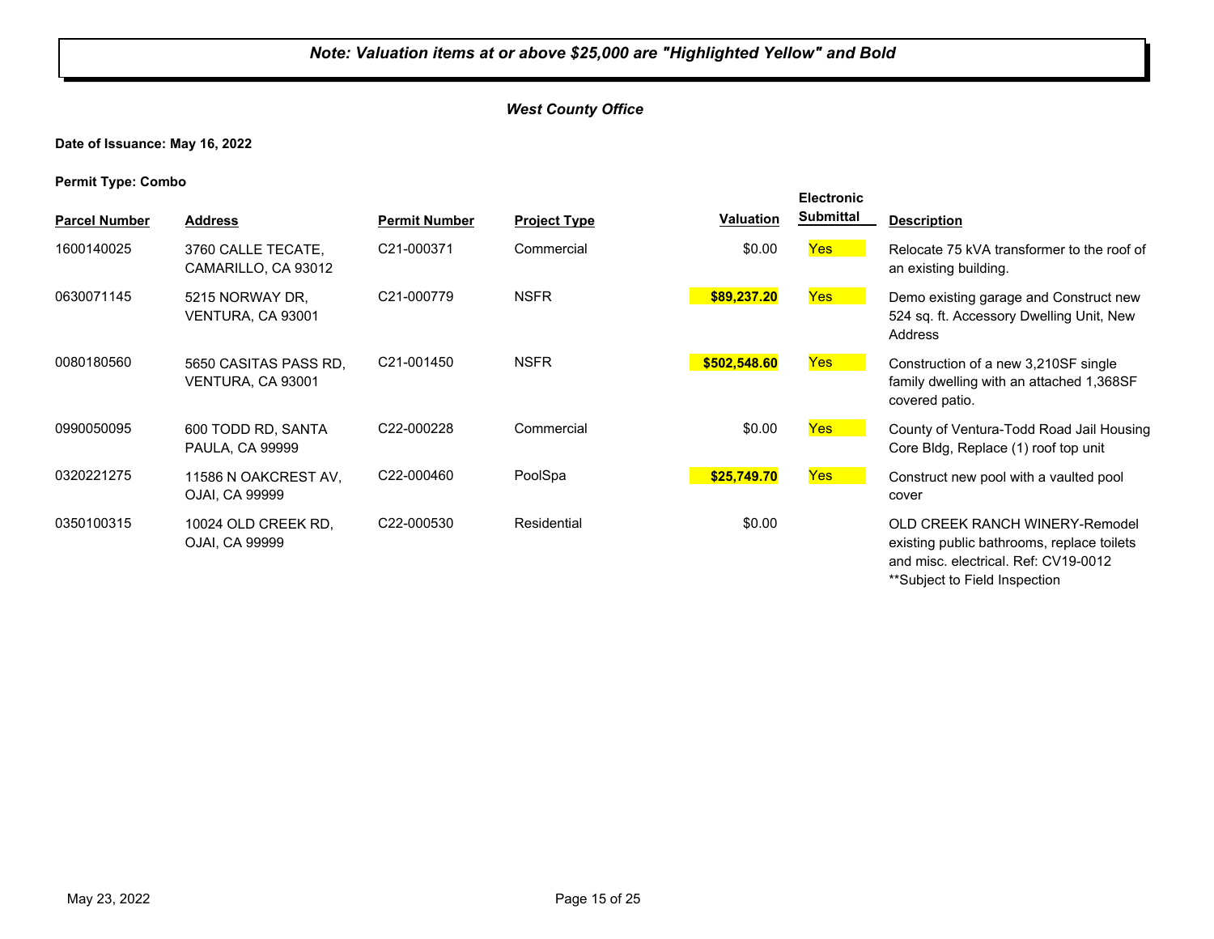***Note: Valuation items at or above $25,000 are "Highlighted Yellow" and Bold***

***West County Office***

**Date of Issuance: May 16, 2022**

**Permit Type: Combo**

| Parcel Number | Address | Permit Number | Project Type | Valuation | Electronic Submittal | Description |
|---|---|---|---|---|---|---|
| 1600140025 | 3760 CALLE TECATE, CAMARILLO, CA 93012 | C21-000371 | Commercial | $0.00 | Yes | Relocate 75 kVA transformer to the roof of an existing building. |
| 0630071145 | 5215 NORWAY DR, VENTURA, CA 93001 | C21-000779 | NSFR | **$89,237.20** | Yes | Demo existing garage and Construct new 524 sq. ft. Accessory Dwelling Unit, New Address |
| 0080180560 | 5650 CASITAS PASS RD, VENTURA, CA 93001 | C21-001450 | NSFR | **$502,548.60** | Yes | Construction of a new 3,210SF single family dwelling with an attached 1,368SF covered patio. |
| 0990050095 | 600 TODD RD, SANTA PAULA, CA 99999 | C22-000228 | Commercial | $0.00 | Yes | County of Ventura-Todd Road Jail Housing Core Bldg, Replace (1) roof top unit |
| 0320221275 | 11586 N OAKCREST AV, OJAI, CA 99999 | C22-000460 | PoolSpa | **$25,749.70** | Yes | Construct new pool with a vaulted pool cover |
| 0350100315 | 10024 OLD CREEK RD, OJAI, CA 99999 | C22-000530 | Residential | $0.00 | | OLD CREEK RANCH WINERY-Remodel existing public bathrooms, replace toilets and misc. electrical. Ref: CV19-0012 **Subject to Field Inspection |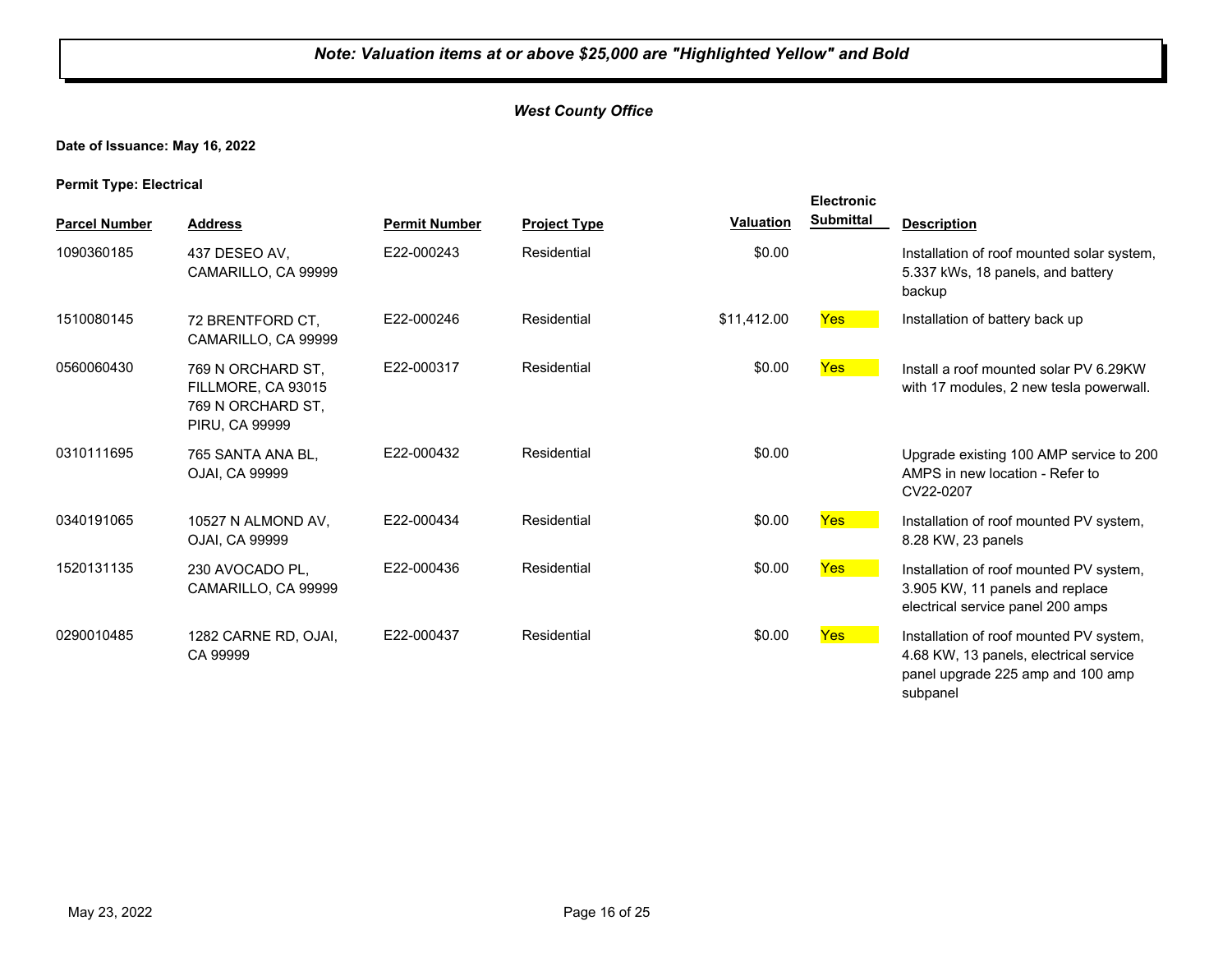***Note: Valuation items at or above $25,000 are "Highlighted Yellow" and Bold***

***West County Office***

**Date of Issuance: May 16, 2022**

**Permit Type: Electrical**

| Parcel Number | Address | Permit Number | Project Type | Valuation | Electronic Submittal | Description |
|---|---|---|---|---|---|---|
| 1090360185 | 437 DESEO AV, CAMARILLO, CA 99999 | E22-000243 | Residential | $0.00 | | Installation of roof mounted solar system, 5.337 kWs, 18 panels, and battery backup |
| 1510080145 | 72 BRENTFORD CT, CAMARILLO, CA 99999 | E22-000246 | Residential | $11,412.00 | Yes | Installation of battery back up |
| 0560060430 | 769 N ORCHARD ST, FILLMORE, CA 93015 769 N ORCHARD ST, PIRU, CA 99999 | E22-000317 | Residential | $0.00 | Yes | Install a roof mounted solar PV 6.29KW with 17 modules, 2 new tesla powerwall. |
| 0310111695 | 765 SANTA ANA BL, OJAI, CA 99999 | E22-000432 | Residential | $0.00 | | Upgrade existing 100 AMP service to 200 AMPS in new location - Refer to CV22-0207 |
| 0340191065 | 10527 N ALMOND AV, OJAI, CA 99999 | E22-000434 | Residential | $0.00 | Yes | Installation of roof mounted PV system, 8.28 KW, 23 panels |
| 1520131135 | 230 AVOCADO PL, CAMARILLO, CA 99999 | E22-000436 | Residential | $0.00 | Yes | Installation of roof mounted PV system, 3.905 KW, 11 panels and replace electrical service panel 200 amps |
| 0290010485 | 1282 CARNE RD, OJAI, CA 99999 | E22-000437 | Residential | $0.00 | Yes | Installation of roof mounted PV system, 4.68 KW, 13 panels, electrical service panel upgrade 225 amp and 100 amp subpanel |

May 23, 2022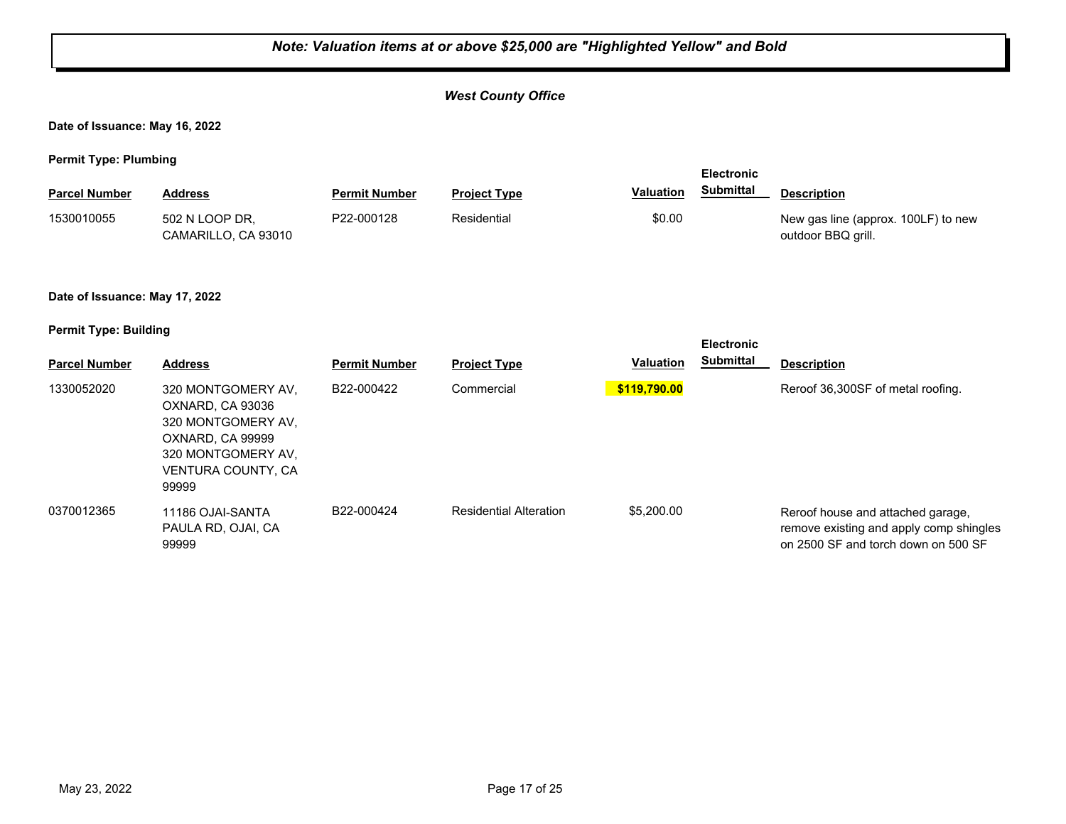***Note: Valuation items at or above $25,000 are "Highlighted Yellow" and Bold***

***West County Office***

**Date of Issuance: May 16, 2022**

**Permit Type: Plumbing**

| Parcel Number | Address | Permit Number | Project Type | Valuation | Electronic Submittal | Description |
|---|---|---|---|---|---|---|
| 1530010055 | 502 N LOOP DR, CAMARILLO, CA 93010 | P22-000128 | Residential | $0.00 | | New gas line (approx. 100LF) to new outdoor BBQ grill. |

**Date of Issuance: May 17, 2022**

**Permit Type: Building**

| Parcel Number | Address | Permit Number | Project Type | Valuation | Electronic Submittal | Description |
|---|---|---|---|---|---|---|
| 1330052020 | 320 MONTGOMERY AV, OXNARD, CA 93036 320 MONTGOMERY AV, OXNARD, CA 99999 320 MONTGOMERY AV, VENTURA COUNTY, CA 99999 | B22-000422 | Commercial | **$119,790.00** | | Reroof 36,300SF of metal roofing. |
| 0370012365 | 11186 OJAI-SANTA PAULA RD, OJAI, CA 99999 | B22-000424 | Residential Alteration | $5,200.00 | | Reroof house and attached garage, remove existing and apply comp shingles on 2500 SF and torch down on 500 SF |

May 23, 2022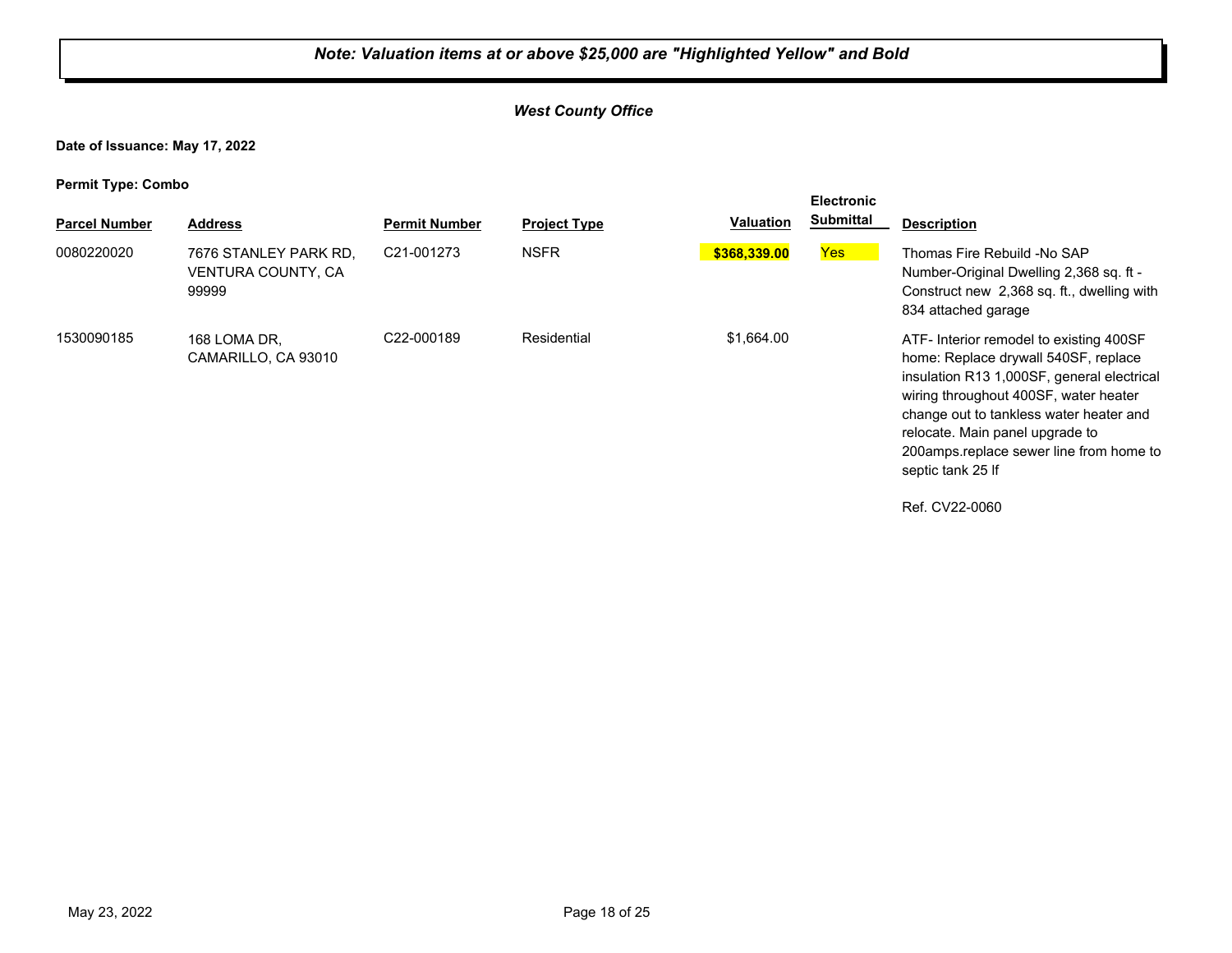***Note: Valuation items at or above $25,000 are "Highlighted Yellow" and Bold***

***West County Office***

**Date of Issuance: May 17, 2022**

**Permit Type: Combo**

| Parcel Number | Address | Permit Number | Project Type | Valuation | Electronic Submittal | Description |
|---|---|---|---|---|---|---|
| 0080220020 | 7676 STANLEY PARK RD, VENTURA COUNTY, CA 99999 | C21-001273 | NSFR | **$368,339.00** | Yes | Thomas Fire Rebuild -No SAP Number-Original Dwelling 2,368 sq. ft - Construct new 2,368 sq. ft., dwelling with 834 attached garage |
| 1530090185 | 168 LOMA DR, CAMARILLO, CA 93010 | C22-000189 | Residential | $1,664.00 | | ATF- Interior remodel to existing 400SF home: Replace drywall 540SF, replace insulation R13 1,000SF, general electrical wiring throughout 400SF, water heater change out to tankless water heater and relocate. Main panel upgrade to 200amps.replace sewer line from home to septic tank 25 lf<br><br>Ref. CV22-0060 |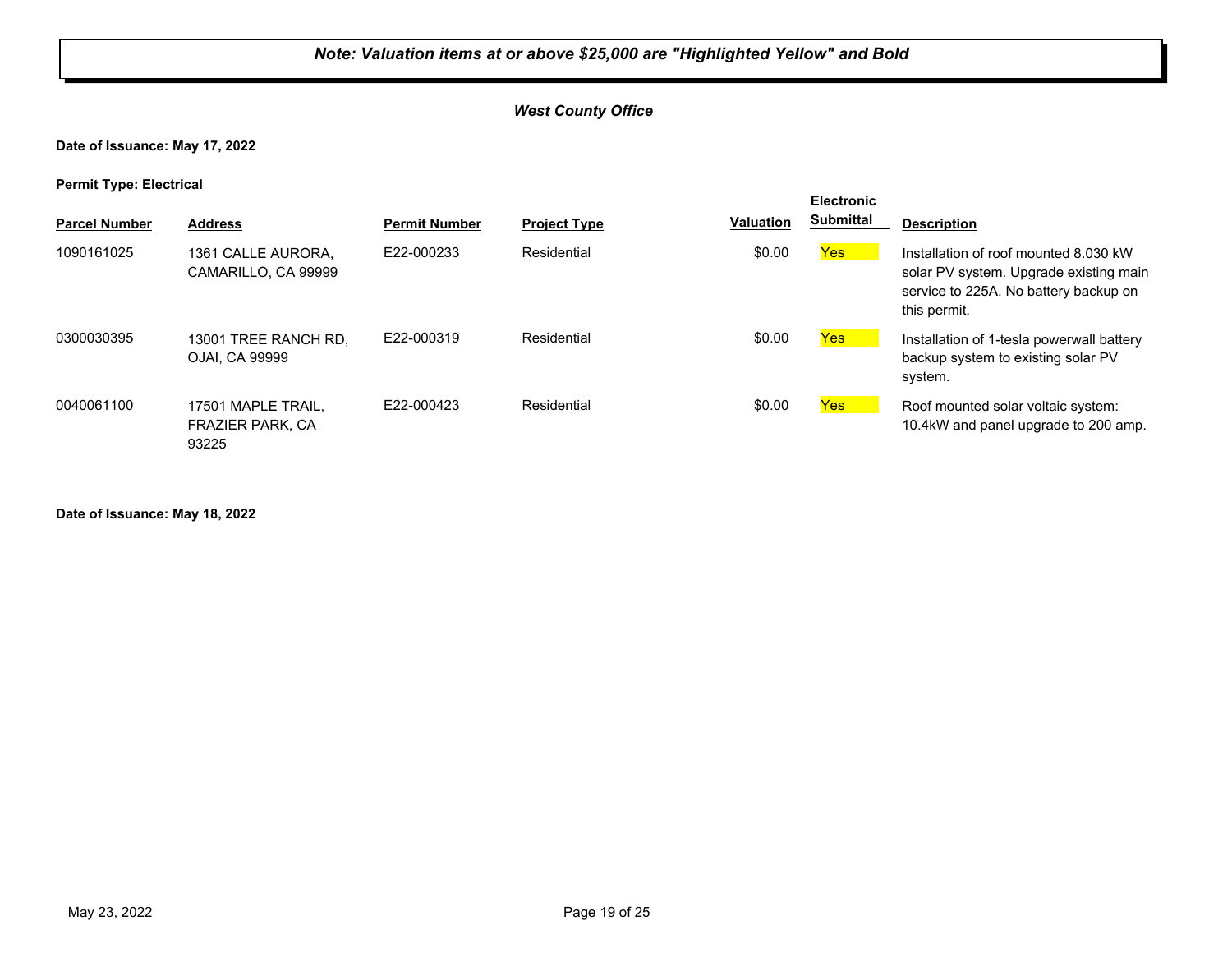***Note: Valuation items at or above $25,000 are "Highlighted Yellow" and Bold***

***West County Office***

**Date of Issuance: May 17, 2022**

**Permit Type: Electrical**

| Parcel Number | Address | Permit Number | Project Type | Valuation | Electronic Submittal | Description |
|---|---|---|---|---|---|---|
| 1090161025 | 1361 CALLE AURORA, CAMARILLO, CA 99999 | E22-000233 | Residential | $0.00 | Yes | Installation of roof mounted 8.030 kW solar PV system. Upgrade existing main service to 225A. No battery backup on this permit. |
| 0300030395 | 13001 TREE RANCH RD, OJAI, CA 99999 | E22-000319 | Residential | $0.00 | Yes | Installation of 1-tesla powerwall battery backup system to existing solar PV system. |
| 0040061100 | 17501 MAPLE TRAIL, FRAZIER PARK, CA 93225 | E22-000423 | Residential | $0.00 | Yes | Roof mounted solar voltaic system: 10.4kW and panel upgrade to 200 amp. |

**Date of Issuance: May 18, 2022**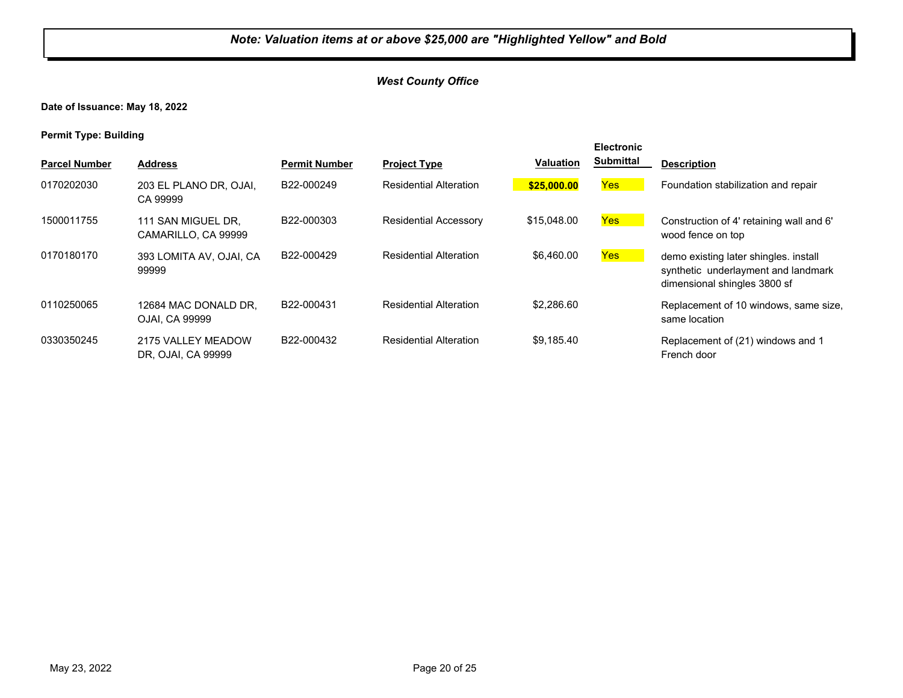***Note: Valuation items at or above $25,000 are "Highlighted Yellow" and Bold***

***West County Office***

**Date of Issuance: May 18, 2022**

**Permit Type: Building**

| Parcel Number | Address | Permit Number | Project Type | Valuation | Electronic Submittal | Description |
|---|---|---|---|---|---|---|
| 0170202030 | 203 EL PLANO DR, OJAI, CA 99999 | B22-000249 | Residential Alteration | **$25,000.00** | Yes | Foundation stabilization and repair |
| 1500011755 | 111 SAN MIGUEL DR, CAMARILLO, CA 99999 | B22-000303 | Residential Accessory | $15,048.00 | Yes | Construction of 4' retaining wall and 6' wood fence on top |
| 0170180170 | 393 LOMITA AV, OJAI, CA 99999 | B22-000429 | Residential Alteration | $6,460.00 | Yes | demo existing later shingles. install synthetic underlayment and landmark dimensional shingles 3800 sf |
| 0110250065 | 12684 MAC DONALD DR, OJAI, CA 99999 | B22-000431 | Residential Alteration | $2,286.60 | | Replacement of 10 windows, same size, same location |
| 0330350245 | 2175 VALLEY MEADOW DR, OJAI, CA 99999 | B22-000432 | Residential Alteration | $9,185.40 | | Replacement of (21) windows and 1 French door |

May 23, 2022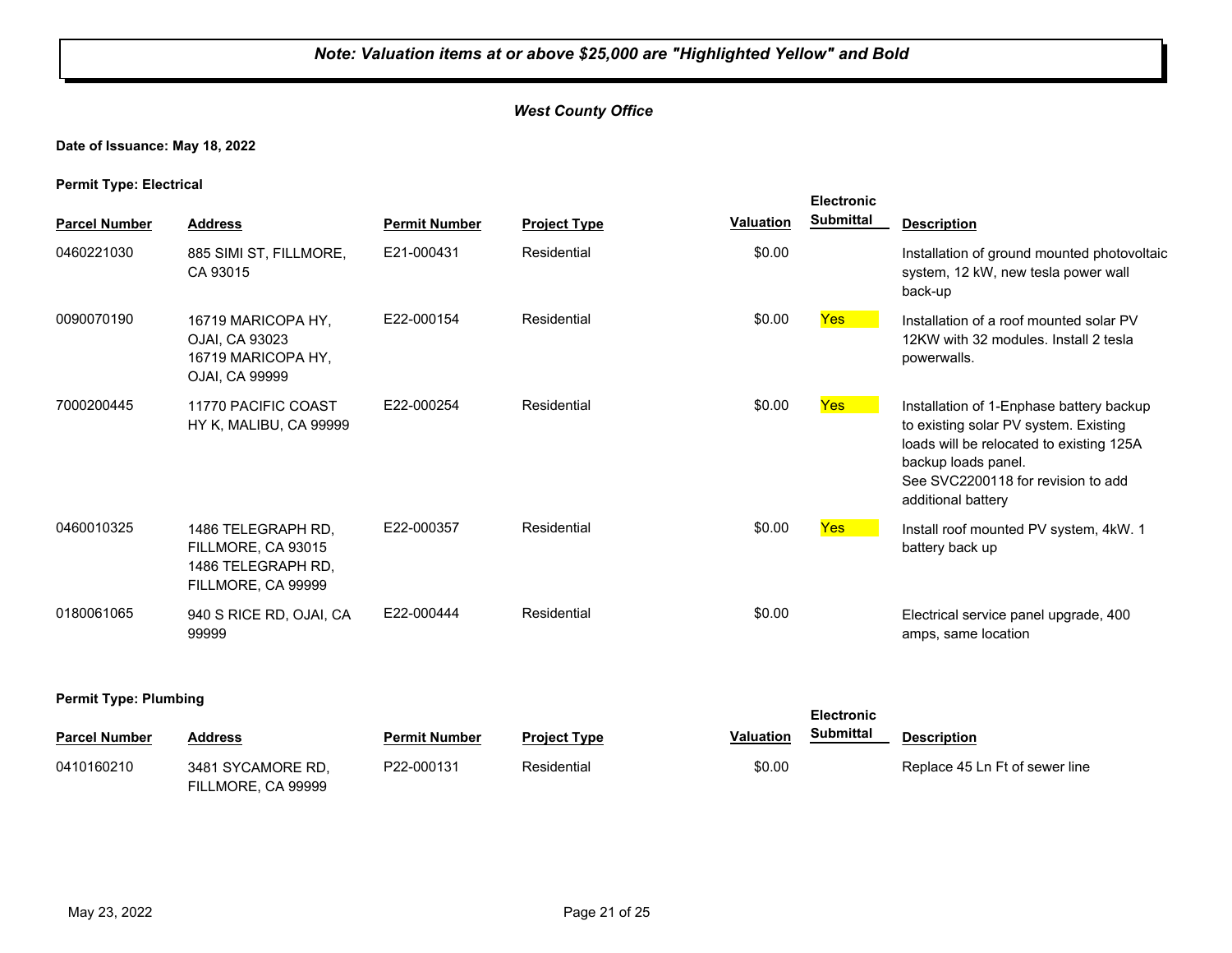***Note: Valuation items at or above $25,000 are "Highlighted Yellow" and Bold***

***West County Office***

**Date of Issuance: May 18, 2022**

**Permit Type: Electrical**

| Parcel Number | Address | Permit Number | Project Type | Valuation | Electronic Submittal | Description |
|---|---|---|---|---|---|---|
| 0460221030 | 885 SIMI ST, FILLMORE, CA 93015 | E21-000431 | Residential | $0.00 | | Installation of ground mounted photovoltaic system, 12 kW, new tesla power wall back-up |
| 0090070190 | 16719 MARICOPA HY, OJAI, CA 93023<br>16719 MARICOPA HY, OJAI, CA 99999 | E22-000154 | Residential | $0.00 | Yes | Installation of a roof mounted solar PV 12KW with 32 modules. Install 2 tesla powerwalls. |
| 7000200445 | 11770 PACIFIC COAST HY K, MALIBU, CA 99999 | E22-000254 | Residential | $0.00 | Yes | Installation of 1-Enphase battery backup to existing solar PV system. Existing loads will be relocated to existing 125A backup loads panel.<br>See SVC2200118 for revision to add additional battery |
| 0460010325 | 1486 TELEGRAPH RD, FILLMORE, CA 93015<br>1486 TELEGRAPH RD, FILLMORE, CA 99999 | E22-000357 | Residential | $0.00 | Yes | Install roof mounted PV system, 4kW. 1 battery back up |
| 0180061065 | 940 S RICE RD, OJAI, CA 99999 | E22-000444 | Residential | $0.00 | | Electrical service panel upgrade, 400 amps, same location |

**Permit Type: Plumbing**

| Parcel Number | Address | Permit Number | Project Type | Valuation | Electronic Submittal | Description |
|---|---|---|---|---|---|---|
| 0410160210 | 3481 SYCAMORE RD, FILLMORE, CA 99999 | P22-000131 | Residential | $0.00 | | Replace 45 Ln Ft of sewer line |

May 23, 2022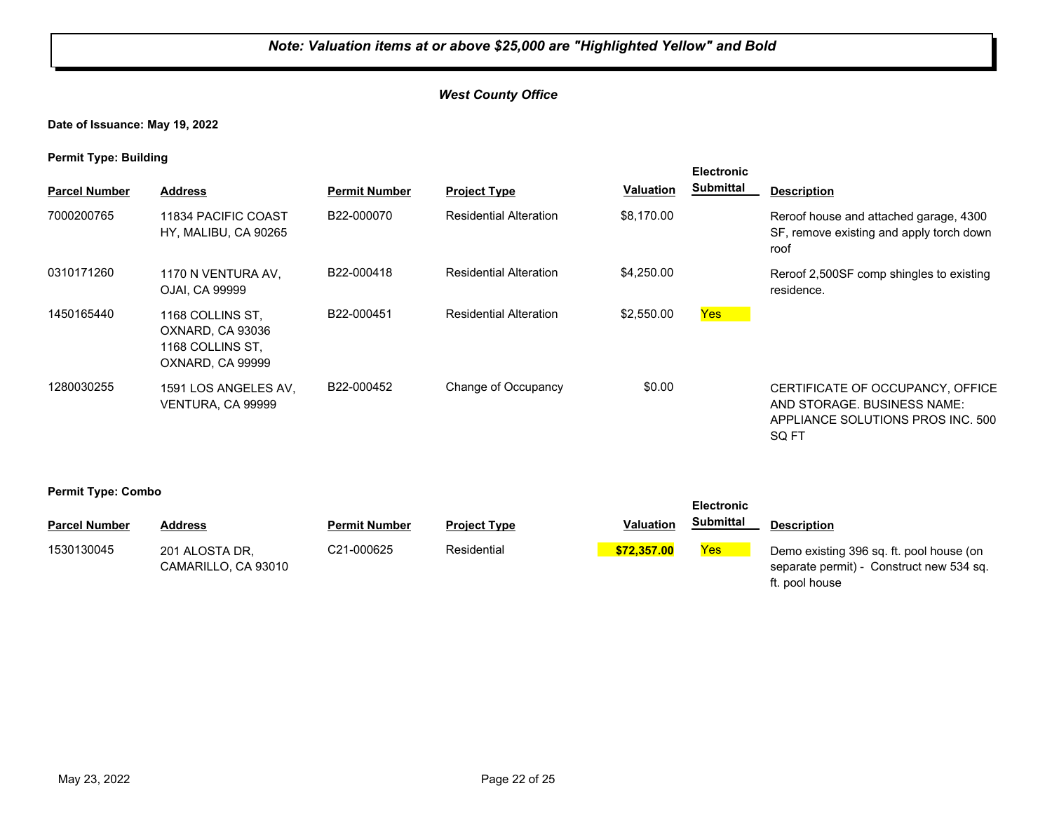***Note: Valuation items at or above $25,000 are "Highlighted Yellow" and Bold***

***West County Office***

**Date of Issuance: May 19, 2022**

**Permit Type: Building**

| Parcel Number | Address | Permit Number | Project Type | Valuation | Electronic Submittal | Description |
|---|---|---|---|---|---|---|
| 7000200765 | 11834 PACIFIC COAST HY, MALIBU, CA 90265 | B22-000070 | Residential Alteration | $8,170.00 | | Reroof house and attached garage, 4300 SF, remove existing and apply torch down roof |
| 0310171260 | 1170 N VENTURA AV, OJAI, CA 99999 | B22-000418 | Residential Alteration | $4,250.00 | | Reroof 2,500SF comp shingles to existing residence. |
| 1450165440 | 1168 COLLINS ST, OXNARD, CA 93036 1168 COLLINS ST, OXNARD, CA 99999 | B22-000451 | Residential Alteration | $2,550.00 | Yes | |
| 1280030255 | 1591 LOS ANGELES AV, VENTURA, CA 99999 | B22-000452 | Change of Occupancy | $0.00 | | CERTIFICATE OF OCCUPANCY, OFFICE AND STORAGE. BUSINESS NAME: APPLIANCE SOLUTIONS PROS INC. 500 SQ FT |

**Permit Type: Combo**

| Parcel Number | Address | Permit Number | Project Type | Valuation | Electronic Submittal | Description |
|---|---|---|---|---|---|---|
| 1530130045 | 201 ALOSTA DR, CAMARILLO, CA 93010 | C21-000625 | Residential | **$72,357.00** | Yes | Demo existing 396 sq. ft. pool house (on separate permit) - Construct new 534 sq. ft. pool house |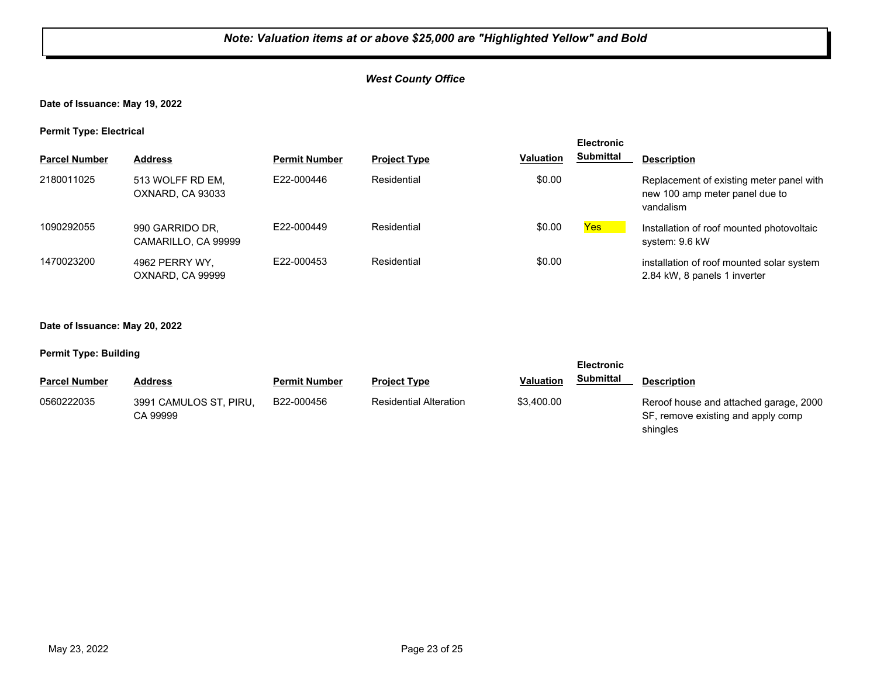***Note: Valuation items at or above $25,000 are "Highlighted Yellow" and Bold***

***West County Office***

**Date of Issuance: May 19, 2022**

**Permit Type: Electrical**

| Parcel Number | Address | Permit Number | Project Type | Valuation | Electronic Submittal | Description |
|---|---|---|---|---|---|---|
| 2180011025 | 513 WOLFF RD EM, OXNARD, CA 93033 | E22-000446 | Residential | $0.00 | | Replacement of existing meter panel with new 100 amp meter panel due to vandalism |
| 1090292055 | 990 GARRIDO DR, CAMARILLO, CA 99999 | E22-000449 | Residential | $0.00 | Yes | Installation of roof mounted photovoltaic system: 9.6 kW |
| 1470023200 | 4962 PERRY WY, OXNARD, CA 99999 | E22-000453 | Residential | $0.00 | | installation of roof mounted solar system 2.84 kW, 8 panels 1 inverter |

**Date of Issuance: May 20, 2022**

**Permit Type: Building**

| Parcel Number | Address | Permit Number | Project Type | Valuation | Electronic Submittal | Description |
|---|---|---|---|---|---|---|
| 0560222035 | 3991 CAMULOS ST, PIRU, CA 99999 | B22-000456 | Residential Alteration | $3,400.00 | | Reroof house and attached garage, 2000 SF, remove existing and apply comp shingles |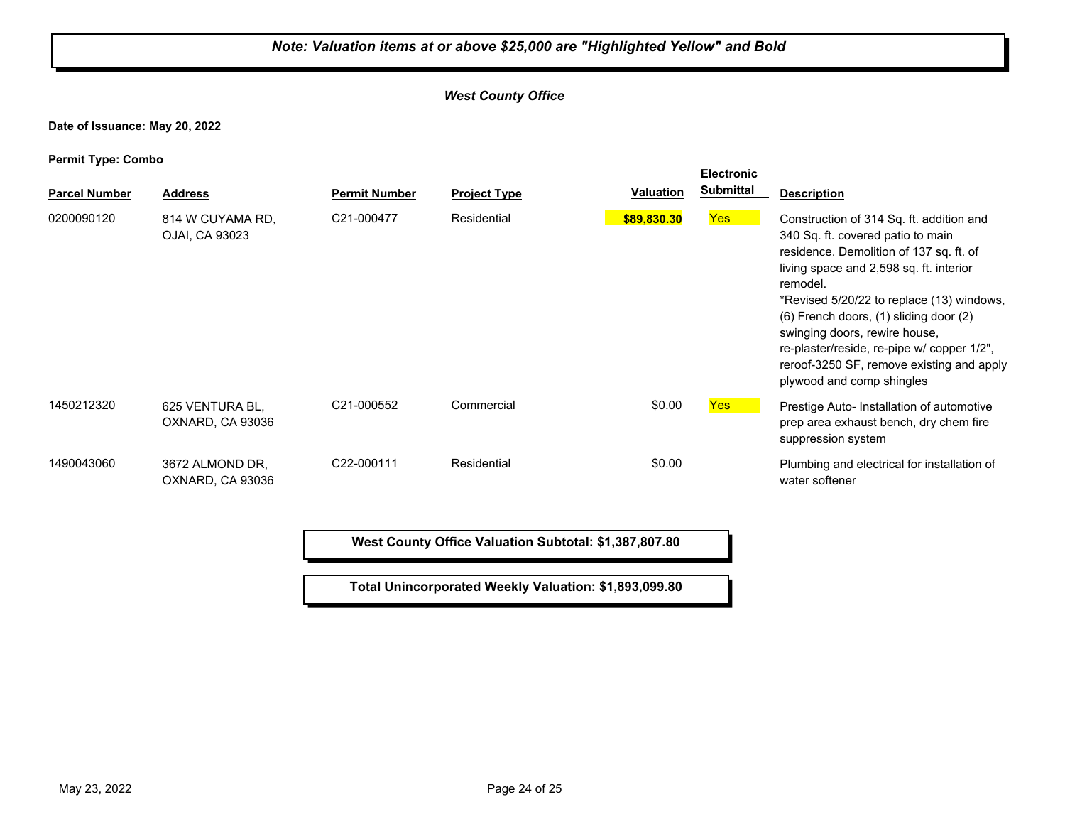***Note: Valuation items at or above $25,000 are "Highlighted Yellow" and Bold***

***West County Office***

**Date of Issuance: May 20, 2022**

**Permit Type: Combo**

| Parcel Number | Address | Permit Number | Project Type | Valuation | Electronic Submittal | Description |
|---|---|---|---|---|---|---|
| 0200090120 | 814 W CUYAMA RD, OJAI, CA 93023 | C21-000477 | Residential | **$89,830.30** | Yes | Construction of 314 Sq. ft. addition and 340 Sq. ft. covered patio to main residence. Demolition of 137 sq. ft. of living space and 2,598 sq. ft. interior remodel. *Revised 5/20/22 to replace (13) windows, (6) French doors, (1) sliding door (2) swinging doors, rewire house, re-plaster/reside, re-pipe w/ copper 1/2", reroof-3250 SF, remove existing and apply plywood and comp shingles |
| 1450212320 | 625 VENTURA BL, OXNARD, CA 93036 | C21-000552 | Commercial | $0.00 | Yes | Prestige Auto- Installation of automotive prep area exhaust bench, dry chem fire suppression system |
| 1490043060 | 3672 ALMOND DR, OXNARD, CA 93036 | C22-000111 | Residential | $0.00 | | Plumbing and electrical for installation of water softener |

**West County Office Valuation Subtotal: $1,387,807.80**

**Total Unincorporated Weekly Valuation: $1,893,099.80**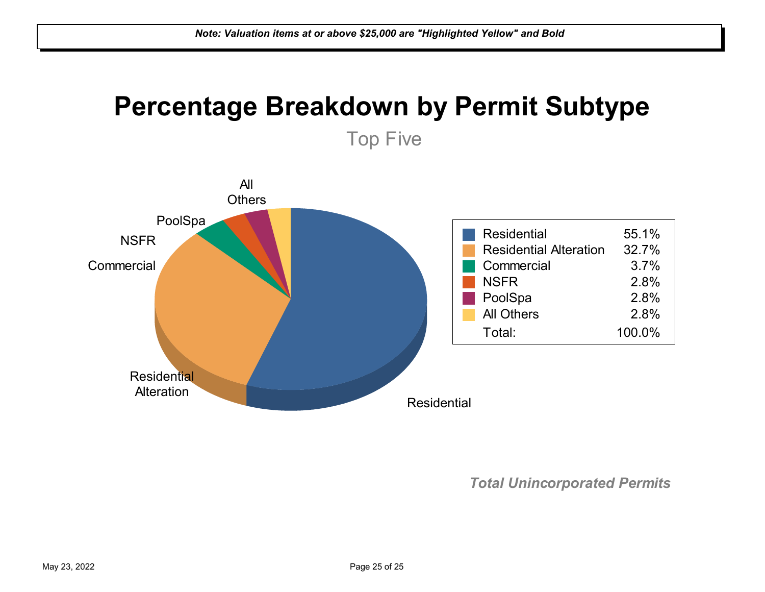***Note: Valuation items at or above $25,000 are "Highlighted Yellow" and Bold***

# Percentage Breakdown by Permit Subtype

Top Five

All Others

PoolSpa

NSFR

Commercial

Residential Alteration

Residential

Residential 55.1%
Residential Alteration 32.7%
Commercial 3.7%
NSFR 2.8%
PoolSpa 2.8%
All Others 2.8%
Total: 100.0%

***Total Unincorporated Permits***

May 23, 2022